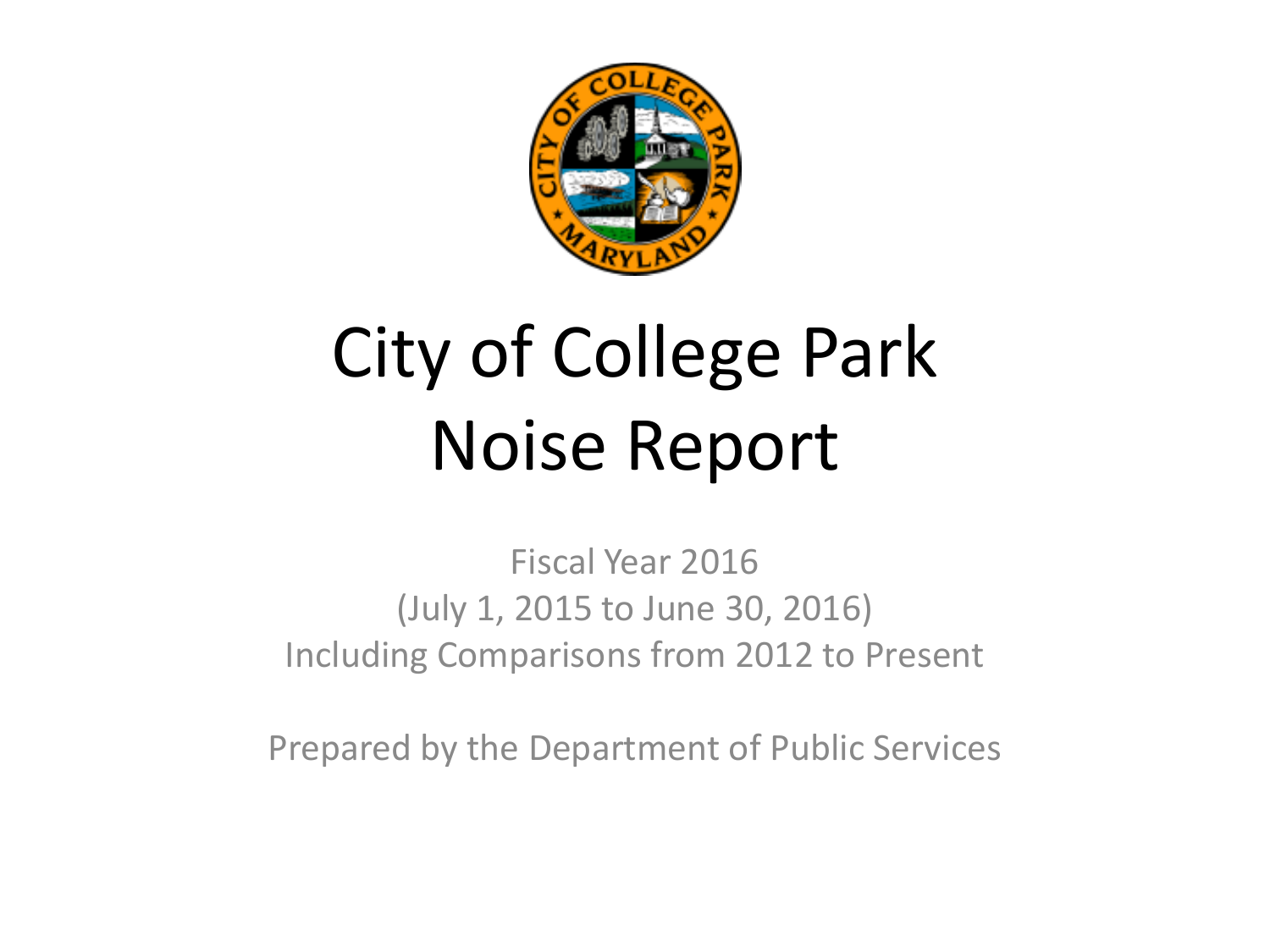# City of College Park Noise Report

Fiscal Year 2016
(July 1, 2015 to June 30, 2016)
Including Comparisons from 2012 to Present

Prepared by the Department of Public Services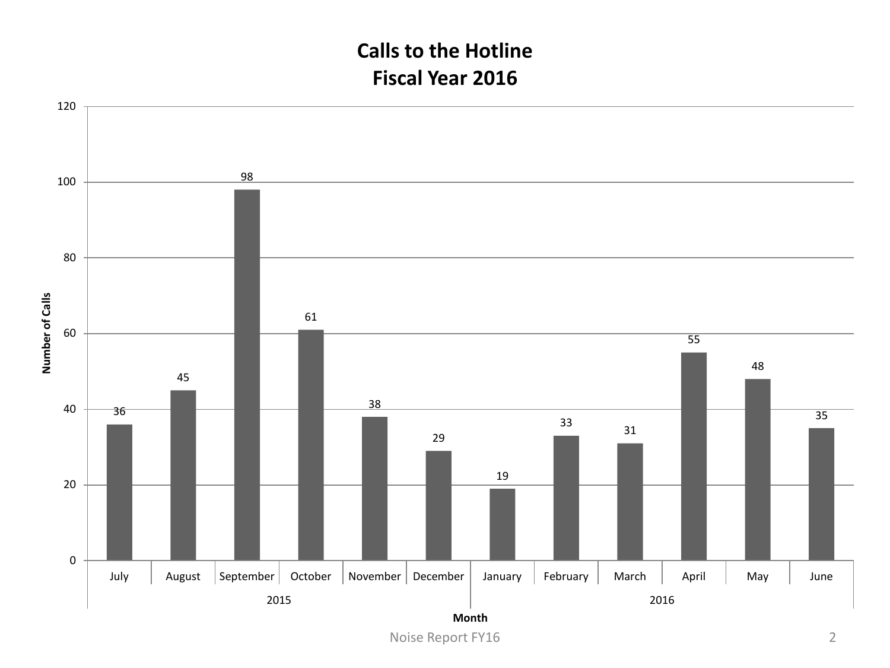# Calls to the Hotline
## Fiscal Year 2016

| Year | Month | Number of Calls |
|---|---|---|
| 2015 | July | 36 |
| 2015 | August | 45 |
| 2015 | September | 98 |
| 2015 | October | 61 |
| 2015 | November | 38 |
| 2015 | December | 29 |
| 2016 | January | 19 |
| 2016 | February | 33 |
| 2016 | March | 31 |
| 2016 | April | 55 |
| 2016 | May | 48 |
| 2016 | June | 35 |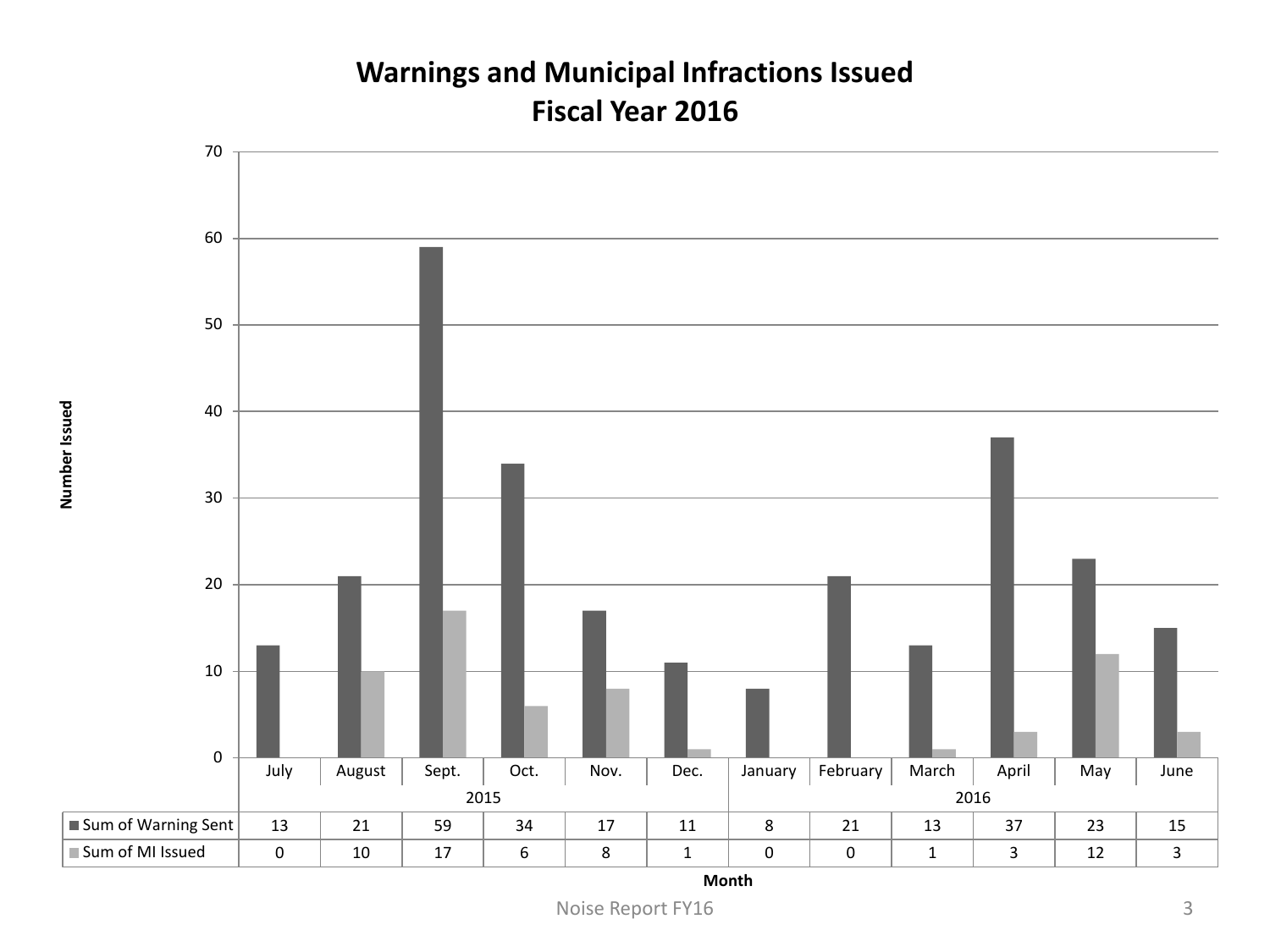# Warnings and Municipal Infractions Issued
## Fiscal Year 2016

| Month | July | August | Sept. | Oct. | Nov. | Dec. | January | February | March | April | May | June |
|---|---|---|---|---|---|---|---|---|---|---|---|---|
| Year | 2015 | | | | | | 2016 | | | | | |
| Sum of Warning Sent | 13 | 21 | 59 | 34 | 17 | 11 | 8 | 21 | 13 | 37 | 23 | 15 |
| Sum of MI Issued | 0 | 10 | 17 | 6 | 8 | 1 | 0 | 0 | 1 | 3 | 12 | 3 |

Number Issued

Month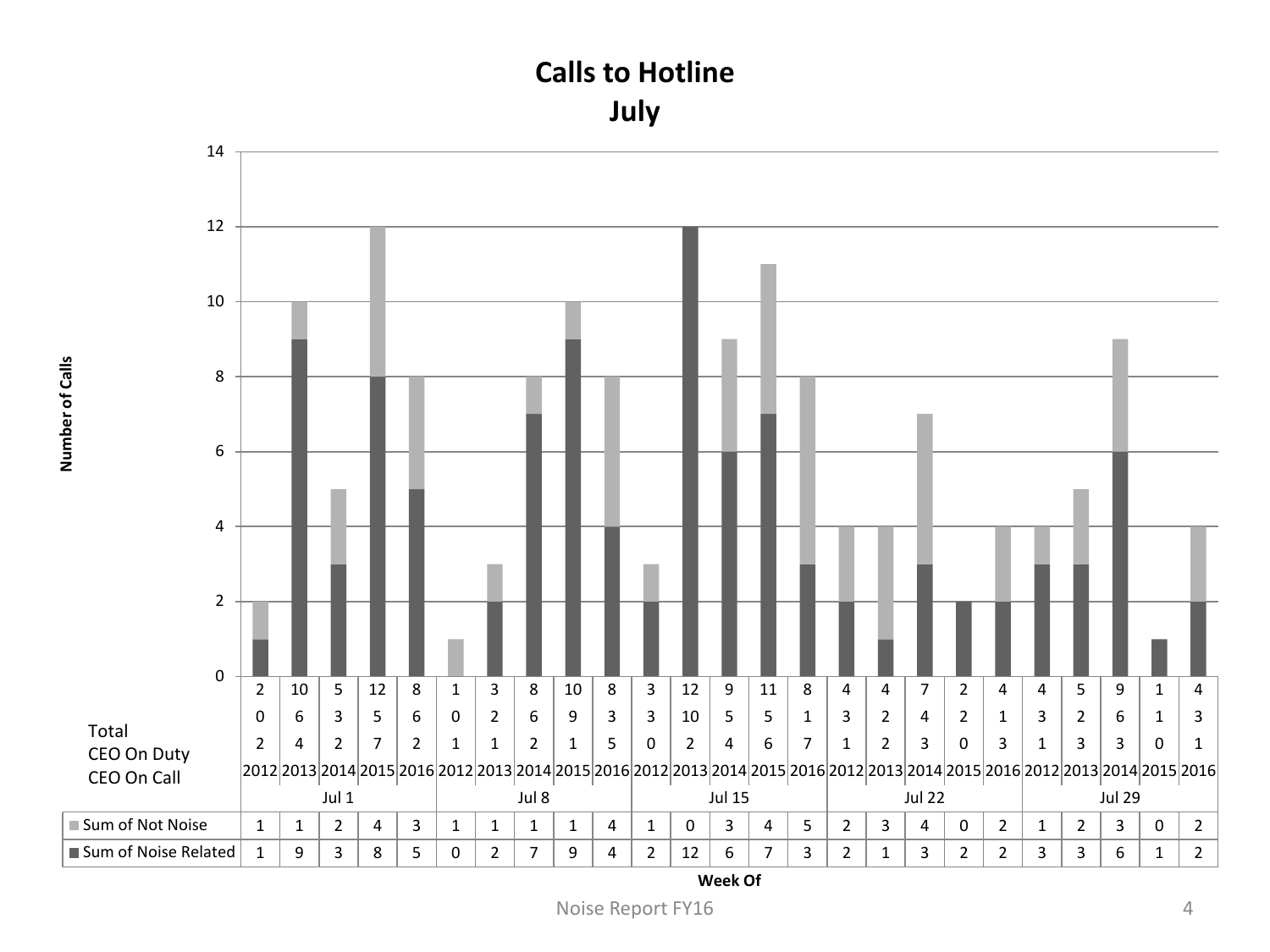# Calls to Hotline
## July

| Week Of | Year | Total | CEO On Duty | CEO On Call | Sum of Not Noise | Sum of Noise Related |
|---|---|---|---|---|---|---|
| Jul 1 | 2012 | 2 | 0 | 2 | 1 | 1 |
| | 2013 | 10 | 6 | 4 | 1 | 9 |
| | 2014 | 5 | 3 | 2 | 2 | 3 |
| | 2015 | 12 | 5 | 7 | 4 | 8 |
| | 2016 | 8 | 6 | 2 | 3 | 5 |
| Jul 8 | 2012 | 1 | 0 | 1 | 1 | 0 |
| | 2013 | 3 | 2 | 1 | 1 | 2 |
| | 2014 | 8 | 6 | 2 | 1 | 7 |
| | 2015 | 10 | 9 | 1 | 1 | 9 |
| | 2016 | 8 | 3 | 5 | 4 | 4 |
| Jul 15 | 2012 | 3 | 3 | 0 | 1 | 2 |
| | 2013 | 12 | 10 | 2 | 0 | 12 |
| | 2014 | 9 | 5 | 4 | 3 | 6 |
| | 2015 | 11 | 5 | 6 | 4 | 7 |
| | 2016 | 8 | 1 | 7 | 5 | 3 |
| Jul 22 | 2012 | 4 | 3 | 1 | 2 | 2 |
| | 2013 | 4 | 2 | 2 | 3 | 1 |
| | 2014 | 7 | 4 | 3 | 4 | 3 |
| | 2015 | 2 | 2 | 0 | 0 | 2 |
| | 2016 | 4 | 1 | 3 | 2 | 2 |
| Jul 29 | 2012 | 4 | 3 | 1 | 1 | 3 |
| | 2013 | 5 | 2 | 3 | 2 | 3 |
| | 2014 | 9 | 6 | 3 | 3 | 6 |
| | 2015 | 1 | 1 | 0 | 0 | 1 |
| | 2016 | 4 | 3 | 1 | 2 | 2 |

Number of Calls

Week Of

Noise Report FY16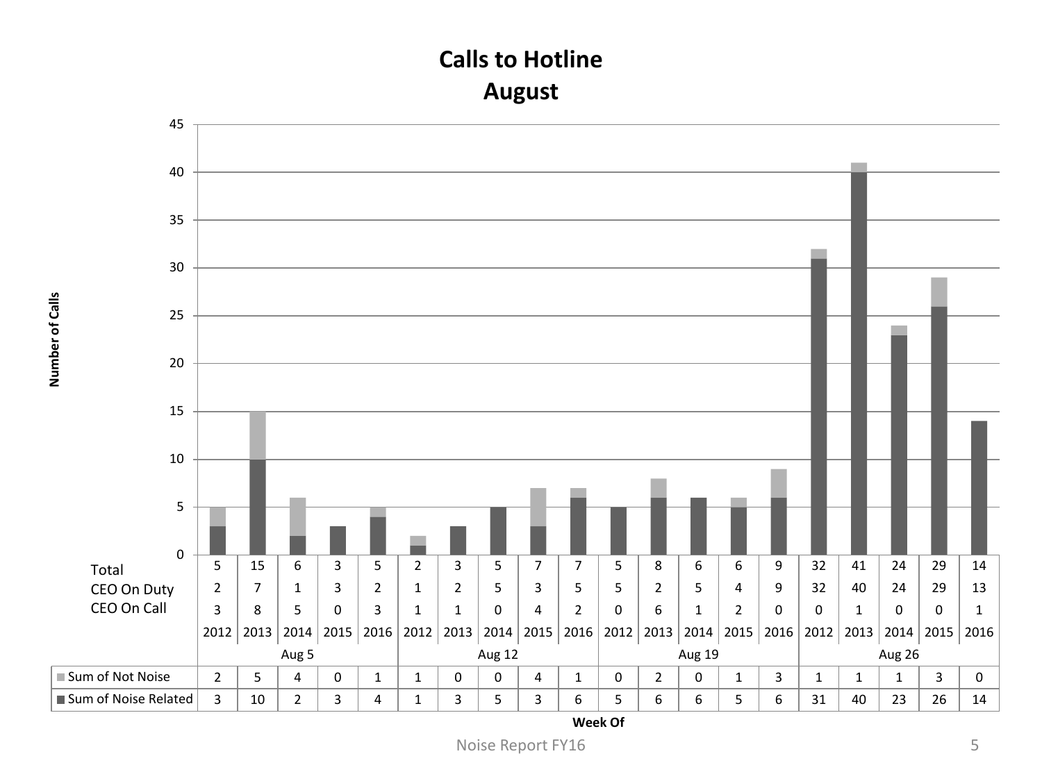# Calls to Hotline
## August

| Week Of | Aug 5 | | | | | Aug 12 | | | | | Aug 19 | | | | | Aug 26 | | | | |
|---|---|---|---|---|---|---|---|---|---|---|---|---|---|---|---|---|---|---|---|---|
| Year | 2012 | 2013 | 2014 | 2015 | 2016 | 2012 | 2013 | 2014 | 2015 | 2016 | 2012 | 2013 | 2014 | 2015 | 2016 | 2012 | 2013 | 2014 | 2015 | 2016 |
| Total | 5 | 15 | 6 | 3 | 5 | 2 | 3 | 5 | 7 | 7 | 5 | 8 | 6 | 6 | 9 | 32 | 41 | 24 | 29 | 14 |
| CEO On Duty | 2 | 7 | 1 | 3 | 2 | 1 | 2 | 5 | 3 | 5 | 5 | 2 | 5 | 4 | 9 | 32 | 40 | 24 | 29 | 13 |
| CEO On Call | 3 | 8 | 5 | 0 | 3 | 1 | 1 | 0 | 4 | 2 | 0 | 6 | 1 | 2 | 0 | 0 | 1 | 0 | 0 | 1 |
| Sum of Not Noise | 2 | 5 | 4 | 0 | 1 | 1 | 0 | 0 | 4 | 1 | 0 | 2 | 0 | 1 | 3 | 1 | 1 | 1 | 3 | 0 |
| Sum of Noise Related | 3 | 10 | 2 | 3 | 4 | 1 | 3 | 5 | 3 | 6 | 5 | 6 | 6 | 5 | 6 | 31 | 40 | 23 | 26 | 14 |

Number of Calls

Week Of

Noise Report FY16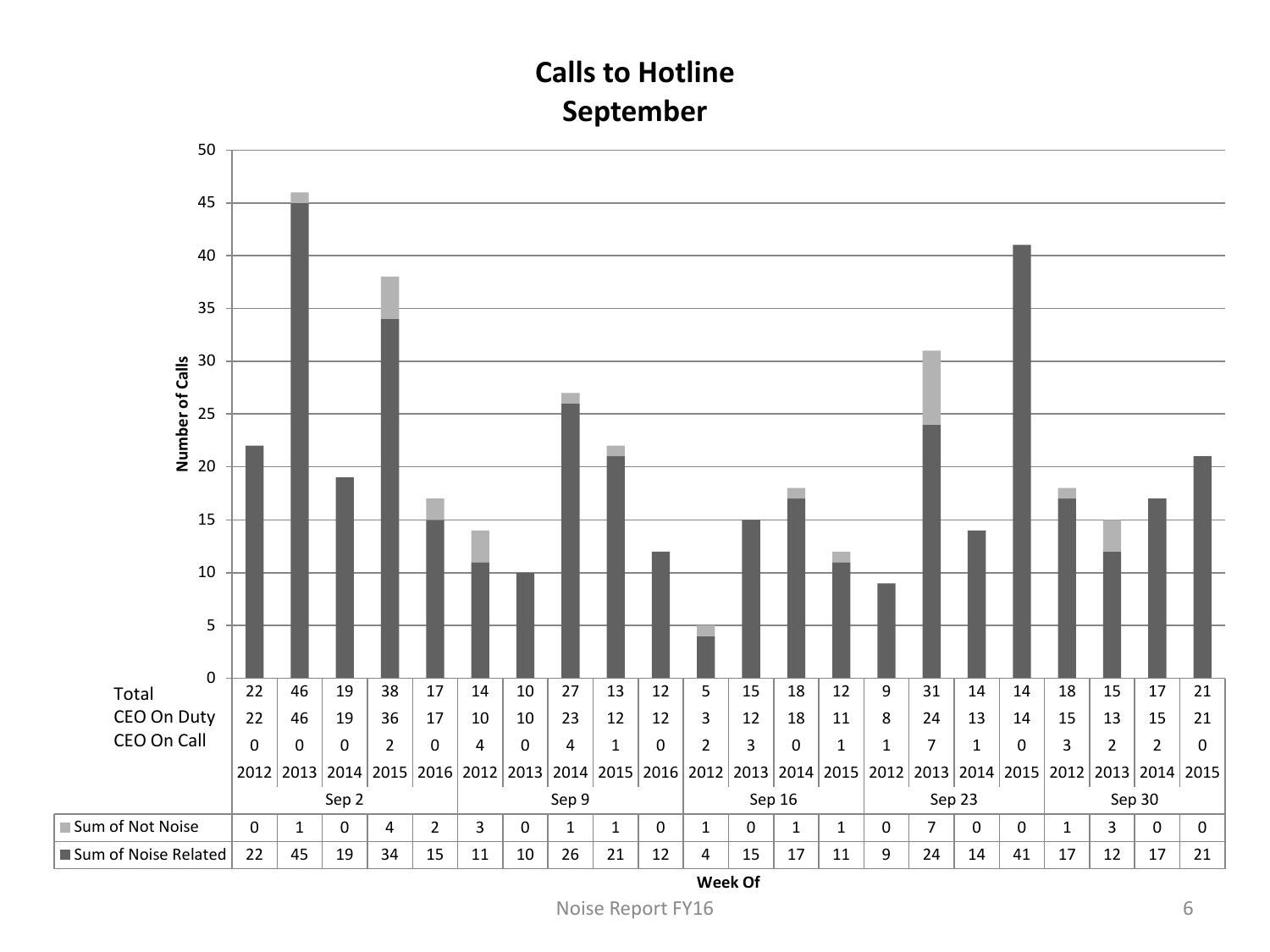# Calls to Hotline
## September

| Week Of | | Sep 2 | | | | | Sep 9 | | | | | Sep 16 | | | | Sep 23 | | | | Sep 30 | | | |
|---|---|---|---|---|---|---|---|---|---|---|---|---|---|---|---|---|---|---|---|---|---|---|---|
| Year | | 2012 | 2013 | 2014 | 2015 | 2016 | 2012 | 2013 | 2014 | 2015 | 2016 | 2012 | 2013 | 2014 | 2015 | 2012 | 2013 | 2014 | 2015 | 2012 | 2013 | 2014 | 2015 |
| Total | | 22 | 46 | 19 | 38 | 17 | 14 | 10 | 27 | 13 | 12 | 5 | 15 | 18 | 12 | 9 | 31 | 14 | 14 | 18 | 15 | 17 | 21 |
| CEO On Duty | | 22 | 46 | 19 | 36 | 17 | 10 | 10 | 23 | 12 | 12 | 3 | 12 | 18 | 11 | 8 | 24 | 13 | 14 | 15 | 13 | 15 | 21 |
| CEO On Call | | 0 | 0 | 0 | 2 | 0 | 4 | 0 | 4 | 1 | 0 | 2 | 3 | 0 | 1 | 1 | 7 | 1 | 0 | 3 | 2 | 2 | 0 |
| Sum of Not Noise | | 0 | 1 | 0 | 4 | 2 | 3 | 0 | 1 | 1 | 0 | 1 | 0 | 1 | 1 | 0 | 7 | 0 | 0 | 1 | 3 | 0 | 0 |
| Sum of Noise Related | | 22 | 45 | 19 | 34 | 15 | 11 | 10 | 26 | 21 | 12 | 4 | 15 | 17 | 11 | 9 | 24 | 14 | 41 | 17 | 12 | 17 | 21 |

Y-axis: Number of Calls (0–50); X-axis: Week Of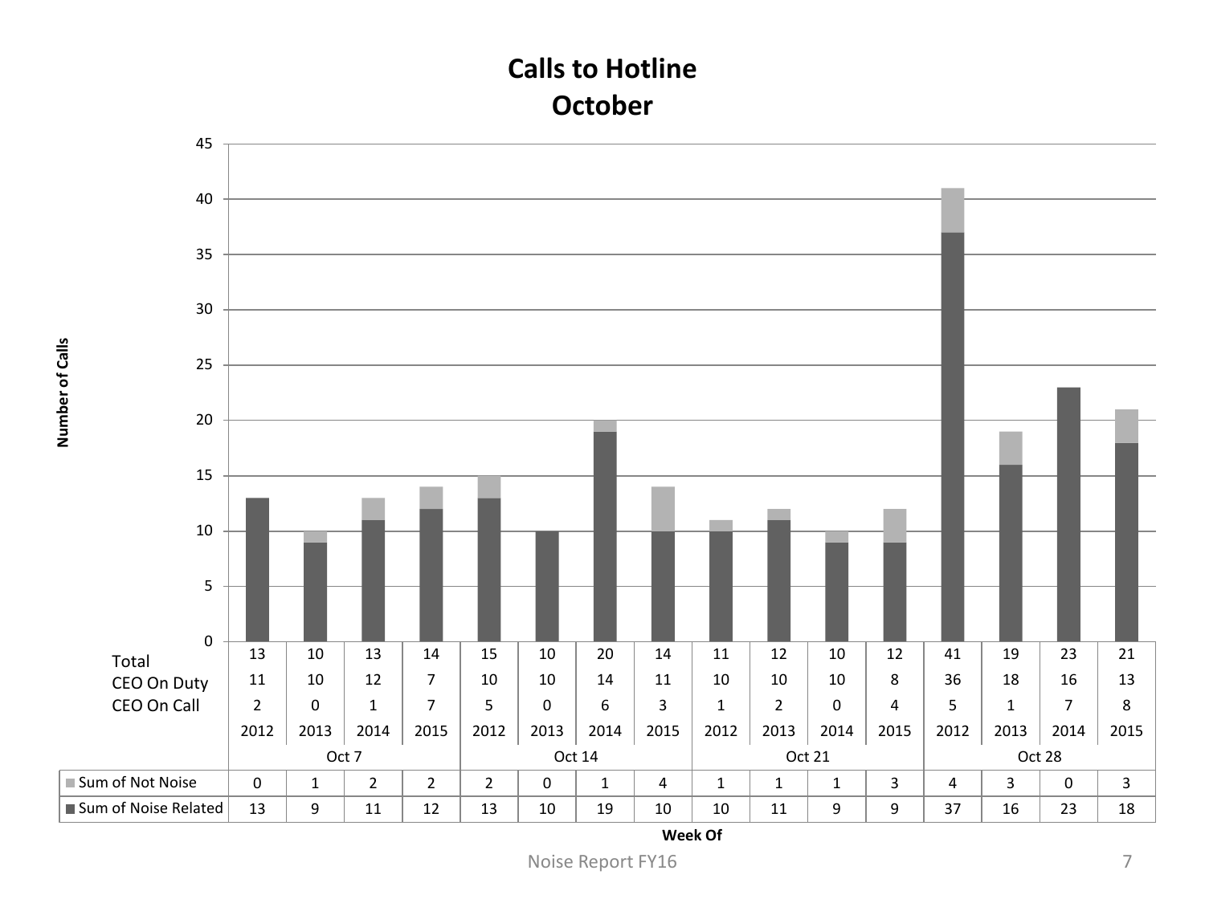# Calls to Hotline
## October

| Week Of | Oct 7 | | | | Oct 14 | | | | Oct 21 | | | | Oct 28 | | | |
|---|---|---|---|---|---|---|---|---|---|---|---|---|---|---|---|---|
| Year | 2012 | 2013 | 2014 | 2015 | 2012 | 2013 | 2014 | 2015 | 2012 | 2013 | 2014 | 2015 | 2012 | 2013 | 2014 | 2015 |
| Total | 13 | 10 | 13 | 14 | 15 | 10 | 20 | 14 | 11 | 12 | 10 | 12 | 41 | 19 | 23 | 21 |
| CEO On Duty | 11 | 10 | 12 | 7 | 10 | 10 | 14 | 11 | 10 | 10 | 10 | 8 | 36 | 18 | 16 | 13 |
| CEO On Call | 2 | 0 | 1 | 7 | 5 | 0 | 6 | 3 | 1 | 2 | 0 | 4 | 5 | 1 | 7 | 8 |
| Sum of Not Noise | 0 | 1 | 2 | 2 | 2 | 0 | 1 | 4 | 1 | 1 | 1 | 3 | 4 | 3 | 0 | 3 |
| Sum of Noise Related | 13 | 9 | 11 | 12 | 13 | 10 | 19 | 10 | 10 | 11 | 9 | 9 | 37 | 16 | 23 | 18 |

Number of Calls

Week Of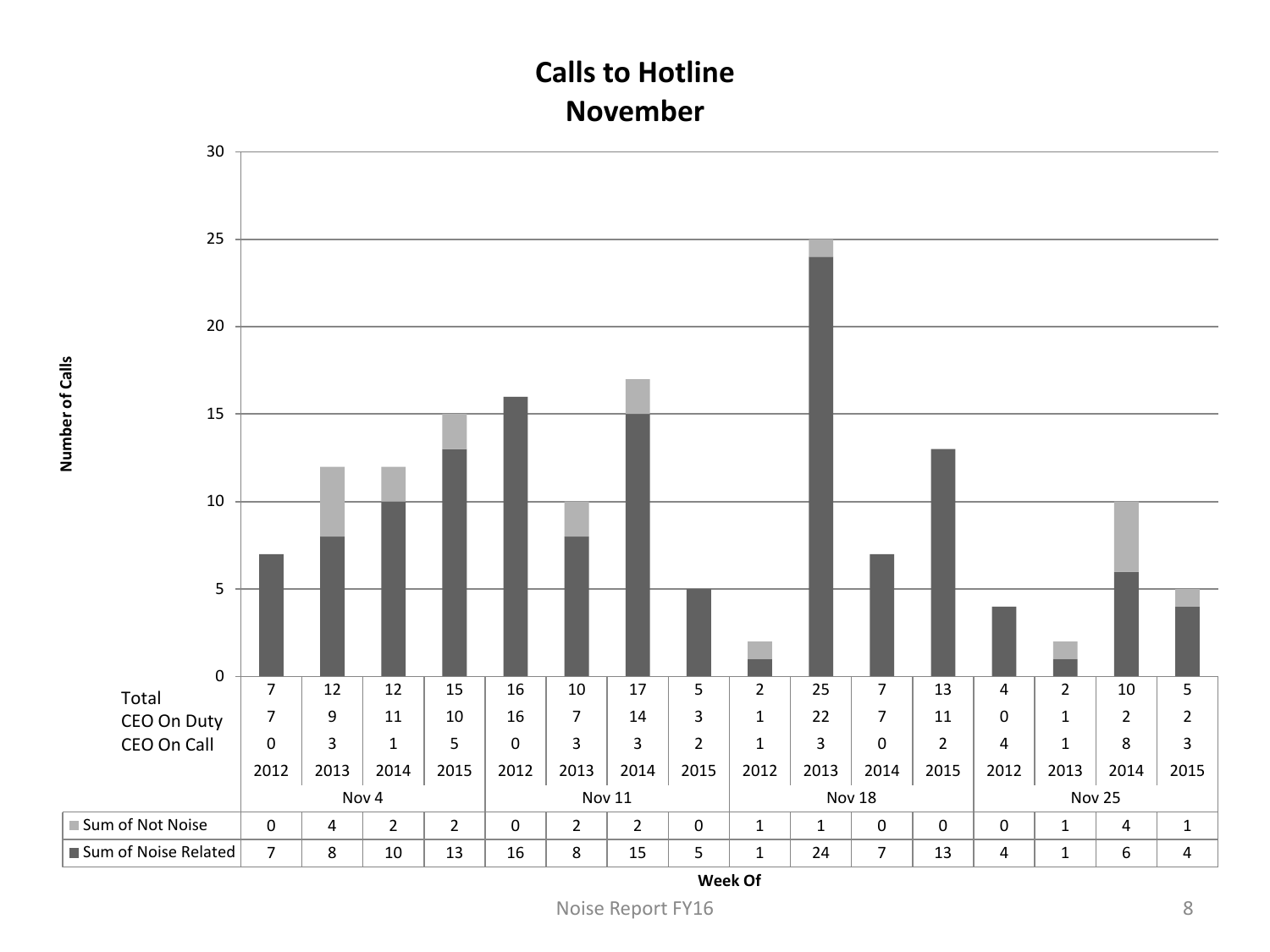# Calls to Hotline November

| Week Of | Nov 4 | | | | Nov 11 | | | | Nov 18 | | | | Nov 25 | | | |
|---|---|---|---|---|---|---|---|---|---|---|---|---|---|---|---|---|
| Year | 2012 | 2013 | 2014 | 2015 | 2012 | 2013 | 2014 | 2015 | 2012 | 2013 | 2014 | 2015 | 2012 | 2013 | 2014 | 2015 |
| Total | 7 | 12 | 12 | 15 | 16 | 10 | 17 | 5 | 2 | 25 | 7 | 13 | 4 | 2 | 10 | 5 |
| CEO On Duty | 7 | 9 | 11 | 10 | 16 | 7 | 14 | 3 | 1 | 22 | 7 | 11 | 0 | 1 | 2 | 2 |
| CEO On Call | 0 | 3 | 1 | 5 | 0 | 3 | 3 | 2 | 1 | 3 | 0 | 2 | 4 | 1 | 8 | 3 |
| Sum of Not Noise | 0 | 4 | 2 | 2 | 0 | 2 | 2 | 0 | 1 | 1 | 0 | 0 | 0 | 1 | 4 | 1 |
| Sum of Noise Related | 7 | 8 | 10 | 13 | 16 | 8 | 15 | 5 | 1 | 24 | 7 | 13 | 4 | 1 | 6 | 4 |

Number of Calls

Week Of

Noise Report FY16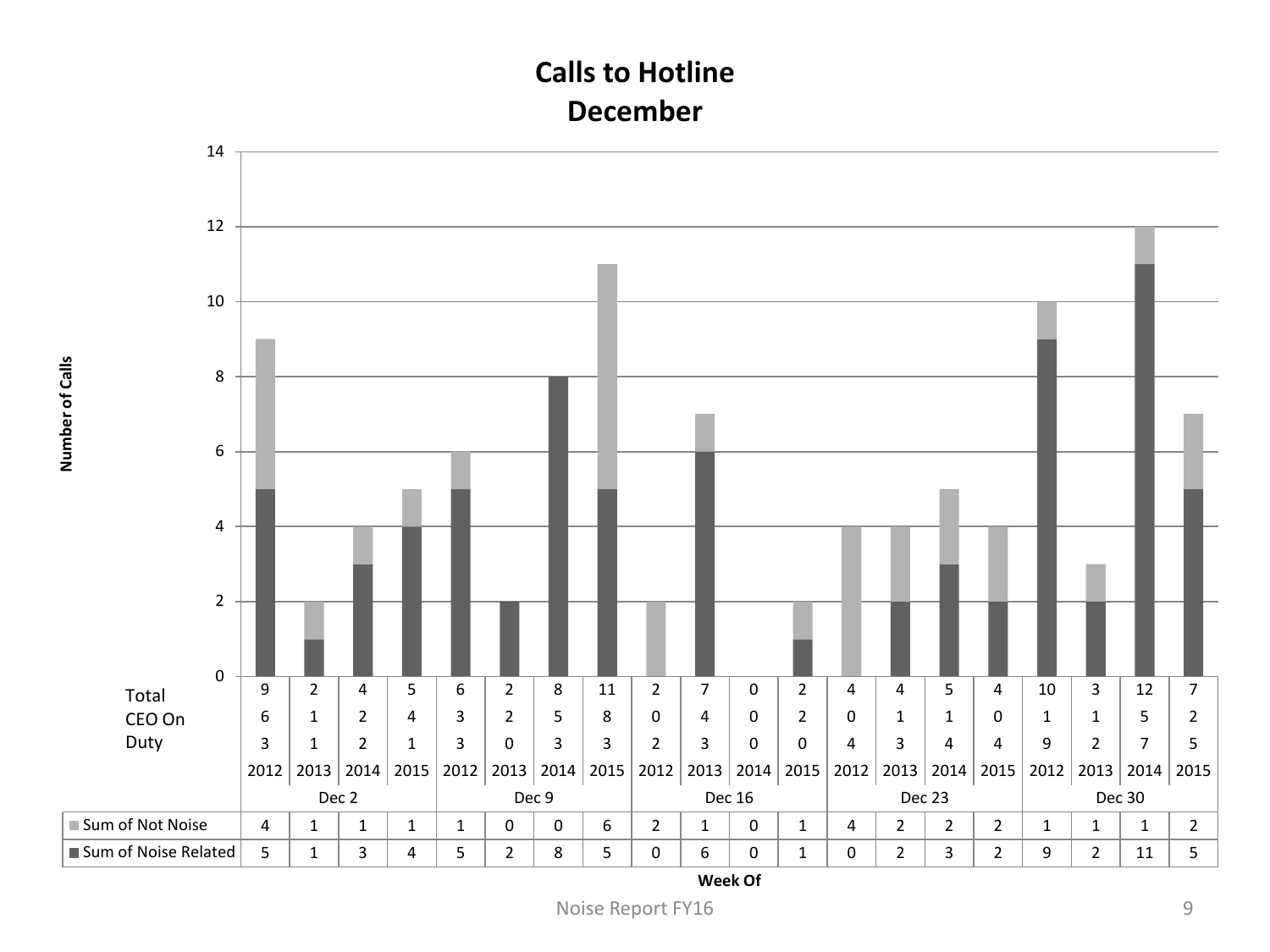# Calls to Hotline
## December

| Week Of | Dec 2 | | | | Dec 9 | | | | Dec 16 | | | | Dec 23 | | | | Dec 30 | | | |
|---|---|---|---|---|---|---|---|---|---|---|---|---|---|---|---|---|---|---|---|---|
| Year | 2012 | 2013 | 2014 | 2015 | 2012 | 2013 | 2014 | 2015 | 2012 | 2013 | 2014 | 2015 | 2012 | 2013 | 2014 | 2015 | 2012 | 2013 | 2014 | 2015 |
| Total | 9 | 2 | 4 | 5 | 6 | 2 | 8 | 11 | 2 | 7 | 0 | 2 | 4 | 4 | 5 | 4 | 10 | 3 | 12 | 7 |
| CEO On | 6 | 1 | 2 | 4 | 3 | 2 | 5 | 8 | 0 | 4 | 0 | 2 | 0 | 1 | 1 | 0 | 1 | 1 | 5 | 2 |
| Duty | 3 | 1 | 2 | 1 | 3 | 0 | 3 | 3 | 2 | 3 | 0 | 0 | 4 | 3 | 4 | 4 | 9 | 2 | 7 | 5 |
| Sum of Not Noise | 4 | 1 | 1 | 1 | 1 | 0 | 0 | 6 | 2 | 1 | 0 | 1 | 4 | 2 | 2 | 2 | 1 | 1 | 1 | 2 |
| Sum of Noise Related | 5 | 1 | 3 | 4 | 5 | 2 | 8 | 5 | 0 | 6 | 0 | 1 | 0 | 2 | 3 | 2 | 9 | 2 | 11 | 5 |

Number of Calls (y-axis: 0–14); Week Of (x-axis)

Noise Report FY16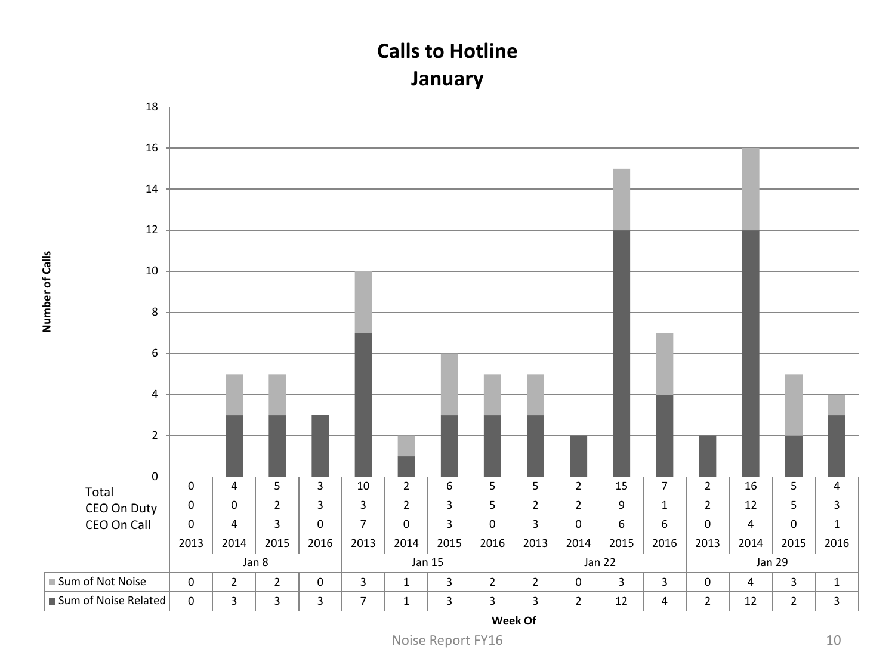# Calls to Hotline
## January

| Week Of | Jan 8 | | | | Jan 15 | | | | Jan 22 | | | | Jan 29 | | | |
|---|---|---|---|---|---|---|---|---|---|---|---|---|---|---|---|---|
| | 2013 | 2014 | 2015 | 2016 | 2013 | 2014 | 2015 | 2016 | 2013 | 2014 | 2015 | 2016 | 2013 | 2014 | 2015 | 2016 |
| Total | 0 | 4 | 5 | 3 | 10 | 2 | 6 | 5 | 5 | 2 | 15 | 7 | 2 | 16 | 5 | 4 |
| CEO On Duty | 0 | 0 | 2 | 3 | 3 | 2 | 3 | 5 | 2 | 2 | 9 | 1 | 2 | 12 | 5 | 3 |
| CEO On Call | 0 | 4 | 3 | 0 | 7 | 0 | 3 | 0 | 3 | 0 | 6 | 6 | 0 | 4 | 0 | 1 |
| Sum of Not Noise | 0 | 2 | 2 | 0 | 3 | 1 | 3 | 2 | 2 | 0 | 3 | 3 | 0 | 4 | 3 | 1 |
| Sum of Noise Related | 0 | 3 | 3 | 3 | 7 | 1 | 3 | 3 | 3 | 2 | 12 | 4 | 2 | 12 | 2 | 3 |

Number of Calls

Week Of

Noise Report FY16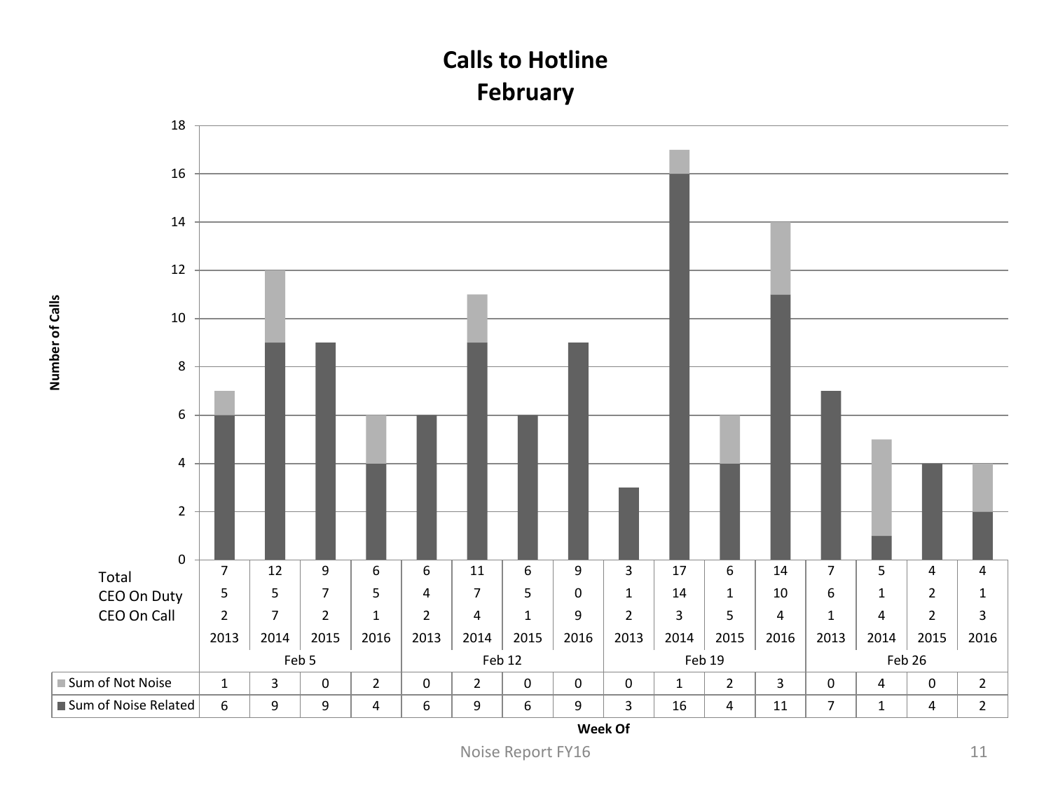# Calls to Hotline
## February

| Week Of | Feb 5 | | | | Feb 12 | | | | Feb 19 | | | | Feb 26 | | | |
|---|---|---|---|---|---|---|---|---|---|---|---|---|---|---|---|---|
| Year | 2013 | 2014 | 2015 | 2016 | 2013 | 2014 | 2015 | 2016 | 2013 | 2014 | 2015 | 2016 | 2013 | 2014 | 2015 | 2016 |
| Total | 7 | 12 | 9 | 6 | 6 | 11 | 6 | 9 | 3 | 17 | 6 | 14 | 7 | 5 | 4 | 4 |
| CEO On Duty | 5 | 5 | 7 | 5 | 4 | 7 | 5 | 0 | 1 | 14 | 1 | 10 | 6 | 1 | 2 | 1 |
| CEO On Call | 2 | 7 | 2 | 1 | 2 | 4 | 1 | 9 | 2 | 3 | 5 | 4 | 1 | 4 | 2 | 3 |
| Sum of Not Noise | 1 | 3 | 0 | 2 | 0 | 2 | 0 | 0 | 0 | 1 | 2 | 3 | 0 | 4 | 0 | 2 |
| Sum of Noise Related | 6 | 9 | 9 | 4 | 6 | 9 | 6 | 9 | 3 | 16 | 4 | 11 | 7 | 1 | 4 | 2 |

Number of Calls (y-axis: 0–18)

Week Of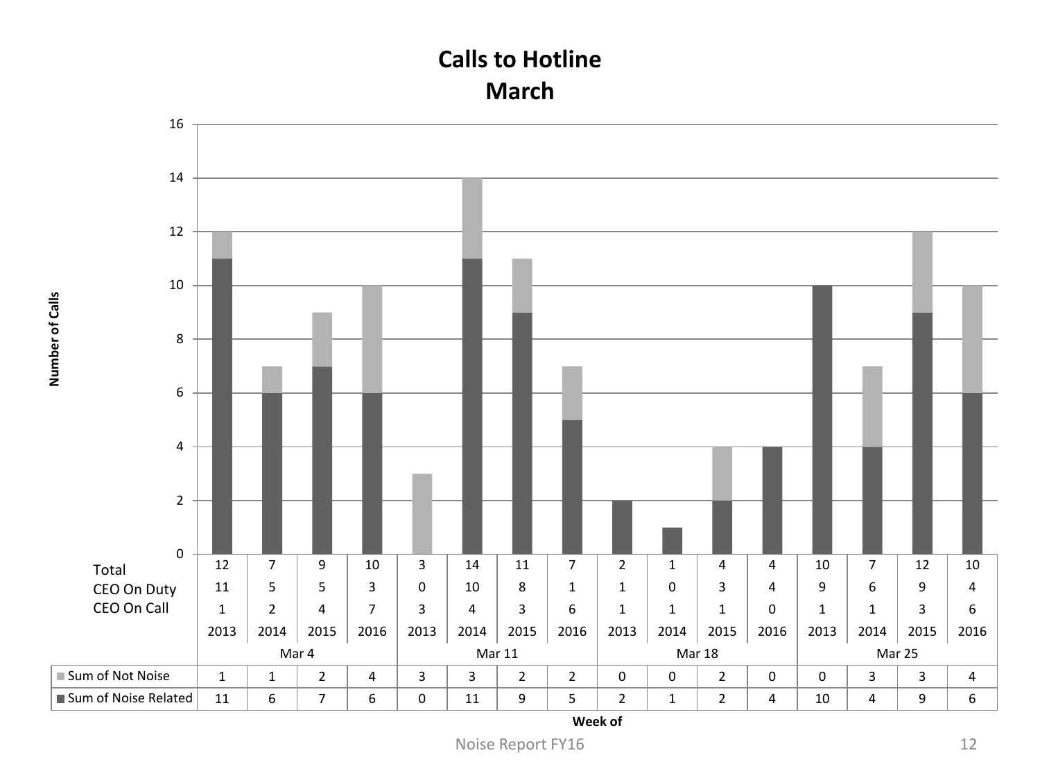# Calls to Hotline
## March

| | Mar 4 | | | | Mar 11 | | | | Mar 18 | | | | Mar 25 | | | |
|---|---|---|---|---|---|---|---|---|---|---|---|---|---|---|---|---|
| | 2013 | 2014 | 2015 | 2016 | 2013 | 2014 | 2015 | 2016 | 2013 | 2014 | 2015 | 2016 | 2013 | 2014 | 2015 | 2016 |
| Total | 12 | 7 | 9 | 10 | 3 | 14 | 11 | 7 | 2 | 1 | 4 | 4 | 10 | 7 | 12 | 10 |
| CEO On Duty | 11 | 5 | 5 | 3 | 0 | 10 | 8 | 1 | 1 | 0 | 3 | 4 | 9 | 6 | 9 | 4 |
| CEO On Call | 1 | 2 | 4 | 7 | 3 | 4 | 3 | 6 | 1 | 1 | 1 | 0 | 1 | 1 | 3 | 6 |
| Sum of Not Noise | 1 | 1 | 2 | 4 | 3 | 3 | 2 | 2 | 0 | 0 | 2 | 0 | 0 | 3 | 3 | 4 |
| Sum of Noise Related | 11 | 6 | 7 | 6 | 0 | 11 | 9 | 5 | 2 | 1 | 2 | 4 | 10 | 4 | 9 | 6 |

Number of Calls

Week of

Noise Report FY16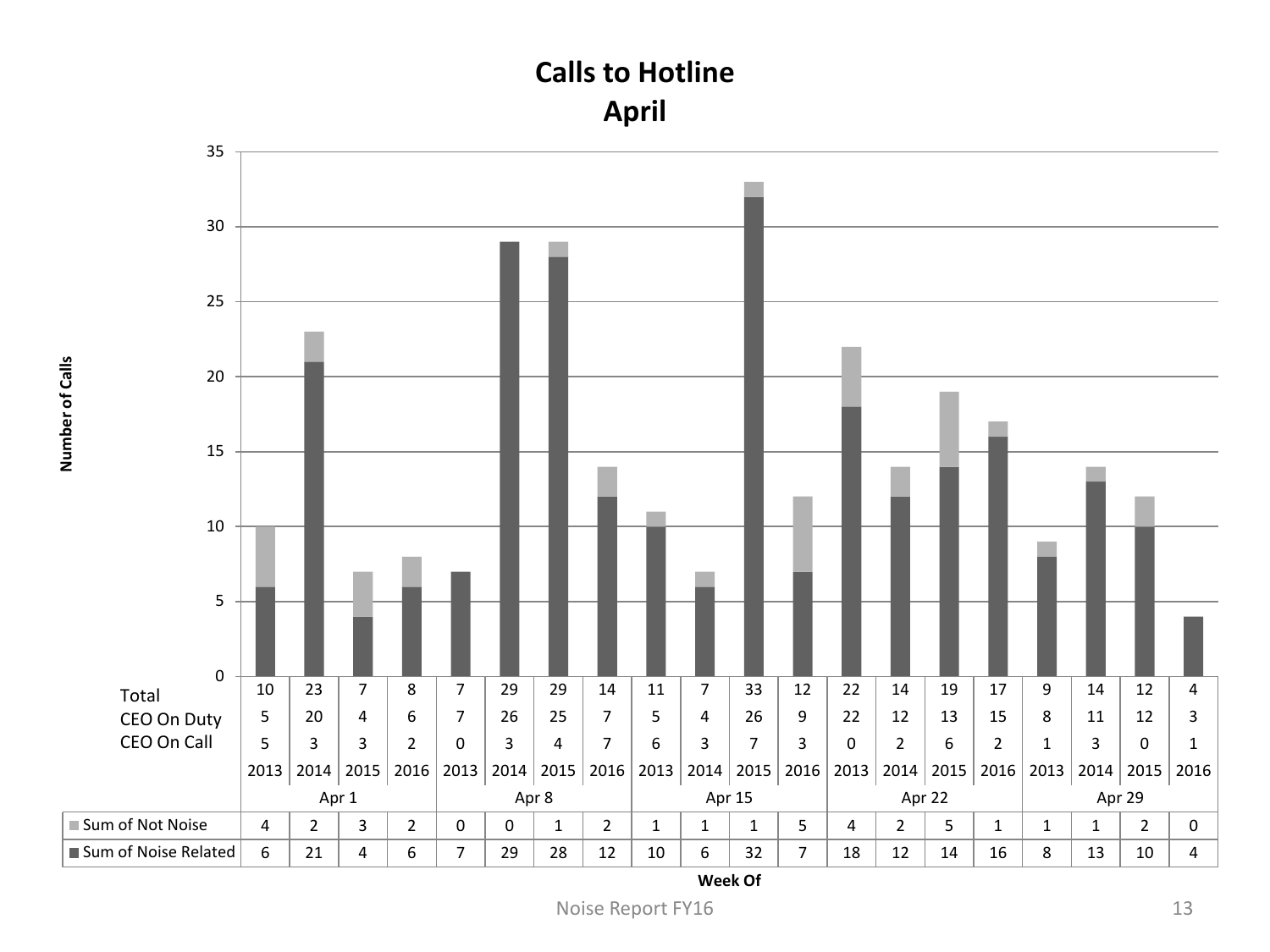# Calls to Hotline
## April

| Week Of | Apr 1 | | | | Apr 8 | | | | Apr 15 | | | | Apr 22 | | | | Apr 29 | | | |
|---|---|---|---|---|---|---|---|---|---|---|---|---|---|---|---|---|---|---|---|---|
| Year | 2013 | 2014 | 2015 | 2016 | 2013 | 2014 | 2015 | 2016 | 2013 | 2014 | 2015 | 2016 | 2013 | 2014 | 2015 | 2016 | 2013 | 2014 | 2015 | 2016 |
| Total | 10 | 23 | 7 | 8 | 7 | 29 | 29 | 14 | 11 | 7 | 33 | 12 | 22 | 14 | 19 | 17 | 9 | 14 | 12 | 4 |
| CEO On Duty | 5 | 20 | 4 | 6 | 7 | 26 | 25 | 7 | 5 | 4 | 26 | 9 | 22 | 12 | 13 | 15 | 8 | 11 | 12 | 3 |
| CEO On Call | 5 | 3 | 3 | 2 | 0 | 3 | 4 | 7 | 6 | 3 | 7 | 3 | 0 | 2 | 6 | 2 | 1 | 3 | 0 | 1 |
| Sum of Not Noise | 4 | 2 | 3 | 2 | 0 | 0 | 1 | 2 | 1 | 1 | 1 | 5 | 4 | 2 | 5 | 1 | 1 | 1 | 2 | 0 |
| Sum of Noise Related | 6 | 21 | 4 | 6 | 7 | 29 | 28 | 12 | 10 | 6 | 32 | 7 | 18 | 12 | 14 | 16 | 8 | 13 | 10 | 4 |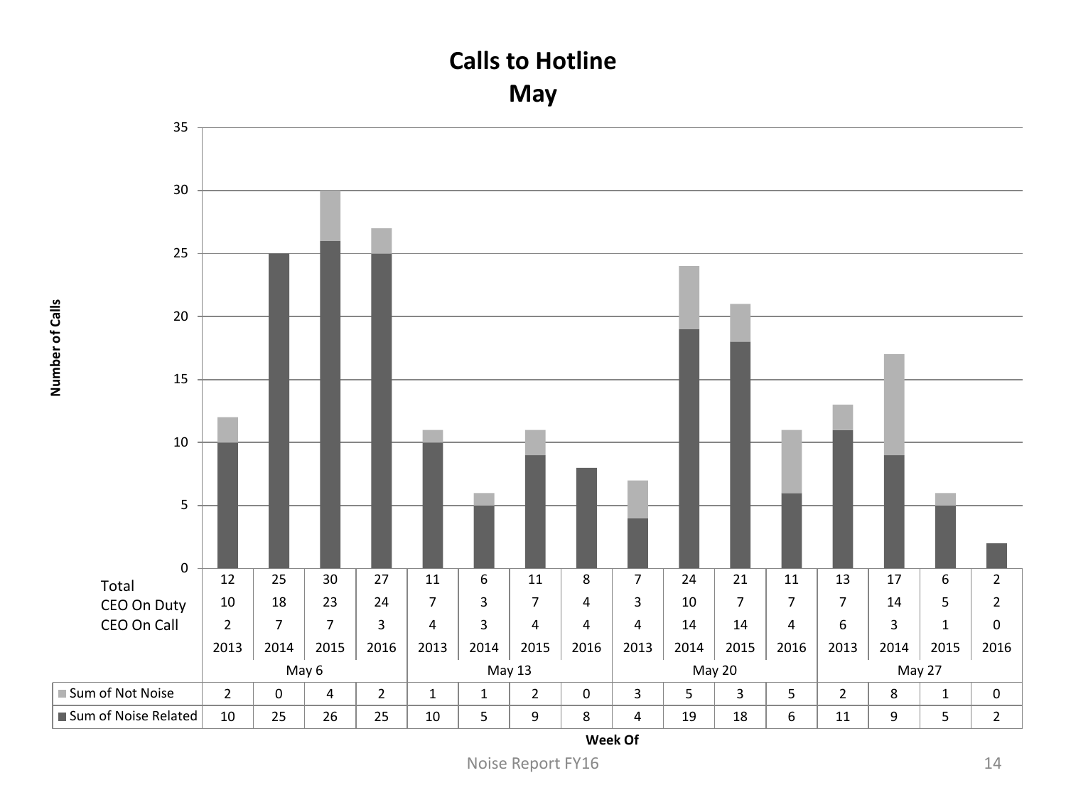# Calls to Hotline
## May

| Week Of | May 6 | | | | May 13 | | | | May 20 | | | | May 27 | | | |
|---|---|---|---|---|---|---|---|---|---|---|---|---|---|---|---|---|
| Year | 2013 | 2014 | 2015 | 2016 | 2013 | 2014 | 2015 | 2016 | 2013 | 2014 | 2015 | 2016 | 2013 | 2014 | 2015 | 2016 |
| Total | 12 | 25 | 30 | 27 | 11 | 6 | 11 | 8 | 7 | 24 | 21 | 11 | 13 | 17 | 6 | 2 |
| CEO On Duty | 10 | 18 | 23 | 24 | 7 | 3 | 7 | 4 | 3 | 10 | 7 | 7 | 7 | 14 | 5 | 2 |
| CEO On Call | 2 | 7 | 7 | 3 | 4 | 3 | 4 | 4 | 4 | 14 | 14 | 4 | 6 | 3 | 1 | 0 |
| Sum of Not Noise | 2 | 0 | 4 | 2 | 1 | 1 | 2 | 0 | 3 | 5 | 3 | 5 | 2 | 8 | 1 | 0 |
| Sum of Noise Related | 10 | 25 | 26 | 25 | 10 | 5 | 9 | 8 | 4 | 19 | 18 | 6 | 11 | 9 | 5 | 2 |

Number of Calls (y-axis); Week Of (x-axis)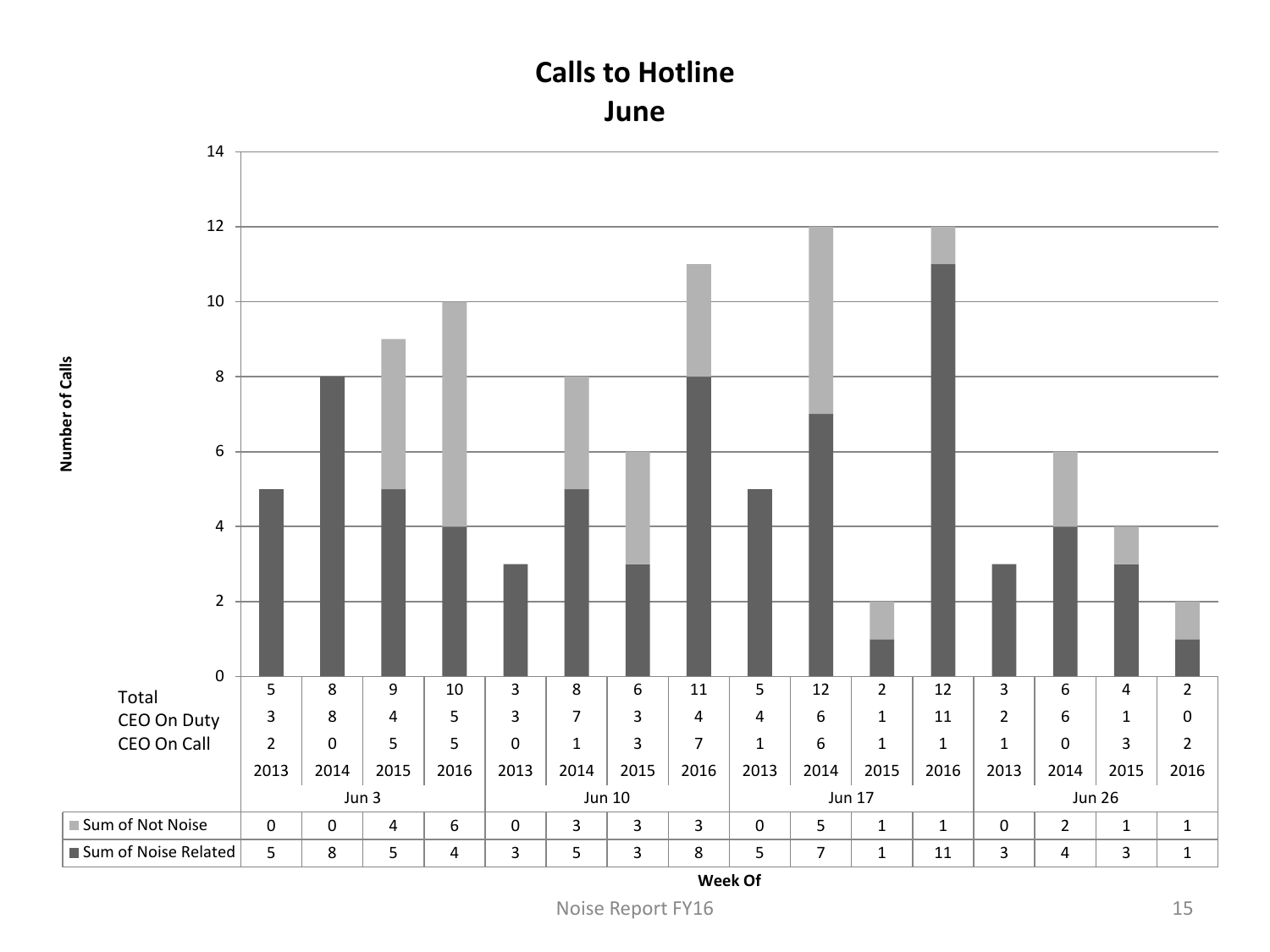# Calls to Hotline
## June

| | Jun 3 | | | | Jun 10 | | | | Jun 17 | | | | Jun 26 | | | |
|---|---|---|---|---|---|---|---|---|---|---|---|---|---|---|---|---|
| | 2013 | 2014 | 2015 | 2016 | 2013 | 2014 | 2015 | 2016 | 2013 | 2014 | 2015 | 2016 | 2013 | 2014 | 2015 | 2016 |
| Total | 5 | 8 | 9 | 10 | 3 | 8 | 6 | 11 | 5 | 12 | 2 | 12 | 3 | 6 | 4 | 2 |
| CEO On Duty | 3 | 8 | 4 | 5 | 3 | 7 | 3 | 4 | 4 | 6 | 1 | 11 | 2 | 6 | 1 | 0 |
| CEO On Call | 2 | 0 | 5 | 5 | 0 | 1 | 3 | 7 | 1 | 6 | 1 | 1 | 1 | 0 | 3 | 2 |
| Sum of Not Noise | 0 | 0 | 4 | 6 | 0 | 3 | 3 | 3 | 0 | 5 | 1 | 1 | 0 | 2 | 1 | 1 |
| Sum of Noise Related | 5 | 8 | 5 | 4 | 3 | 5 | 3 | 8 | 5 | 7 | 1 | 11 | 3 | 4 | 3 | 1 |

Number of Calls

Week Of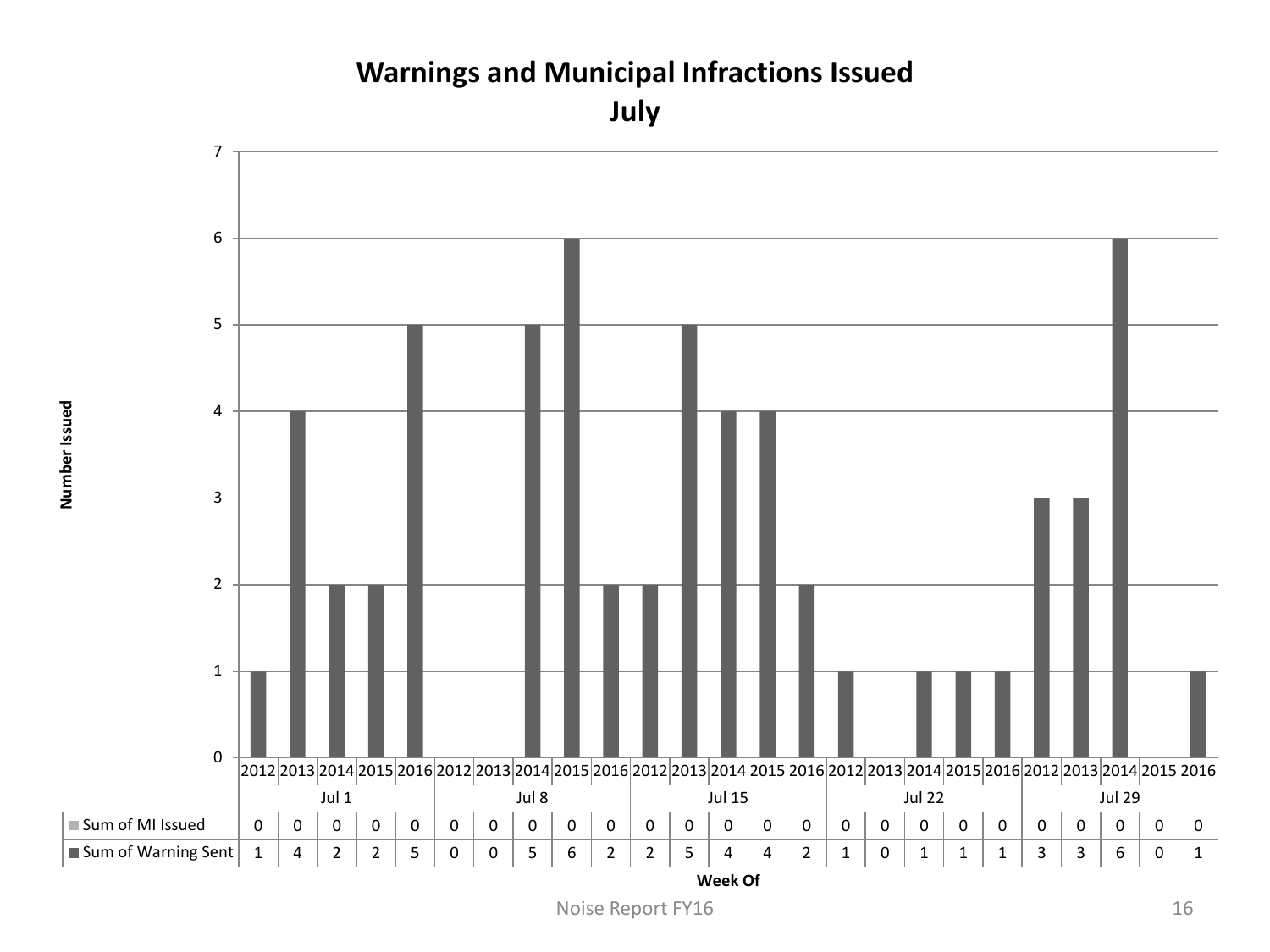## Warnings and Municipal Infractions Issued
## July

| Week Of | Jul 1 | | | | | Jul 8 | | | | | Jul 15 | | | | | Jul 22 | | | | | Jul 29 | | | | |
|---|---|---|---|---|---|---|---|---|---|---|---|---|---|---|---|---|---|---|---|---|---|---|---|---|---|
| | 2012 | 2013 | 2014 | 2015 | 2016 | 2012 | 2013 | 2014 | 2015 | 2016 | 2012 | 2013 | 2014 | 2015 | 2016 | 2012 | 2013 | 2014 | 2015 | 2016 | 2012 | 2013 | 2014 | 2015 | 2016 |
| Sum of MI Issued | 0 | 0 | 0 | 0 | 0 | 0 | 0 | 0 | 0 | 0 | 0 | 0 | 0 | 0 | 0 | 0 | 0 | 0 | 0 | 0 | 0 | 0 | 0 | 0 | 0 |
| Sum of Warning Sent | 1 | 4 | 2 | 2 | 5 | 0 | 0 | 5 | 6 | 2 | 2 | 5 | 4 | 4 | 2 | 1 | 0 | 1 | 1 | 1 | 3 | 3 | 6 | 0 | 1 |

Y-axis: Number Issued; X-axis: Week Of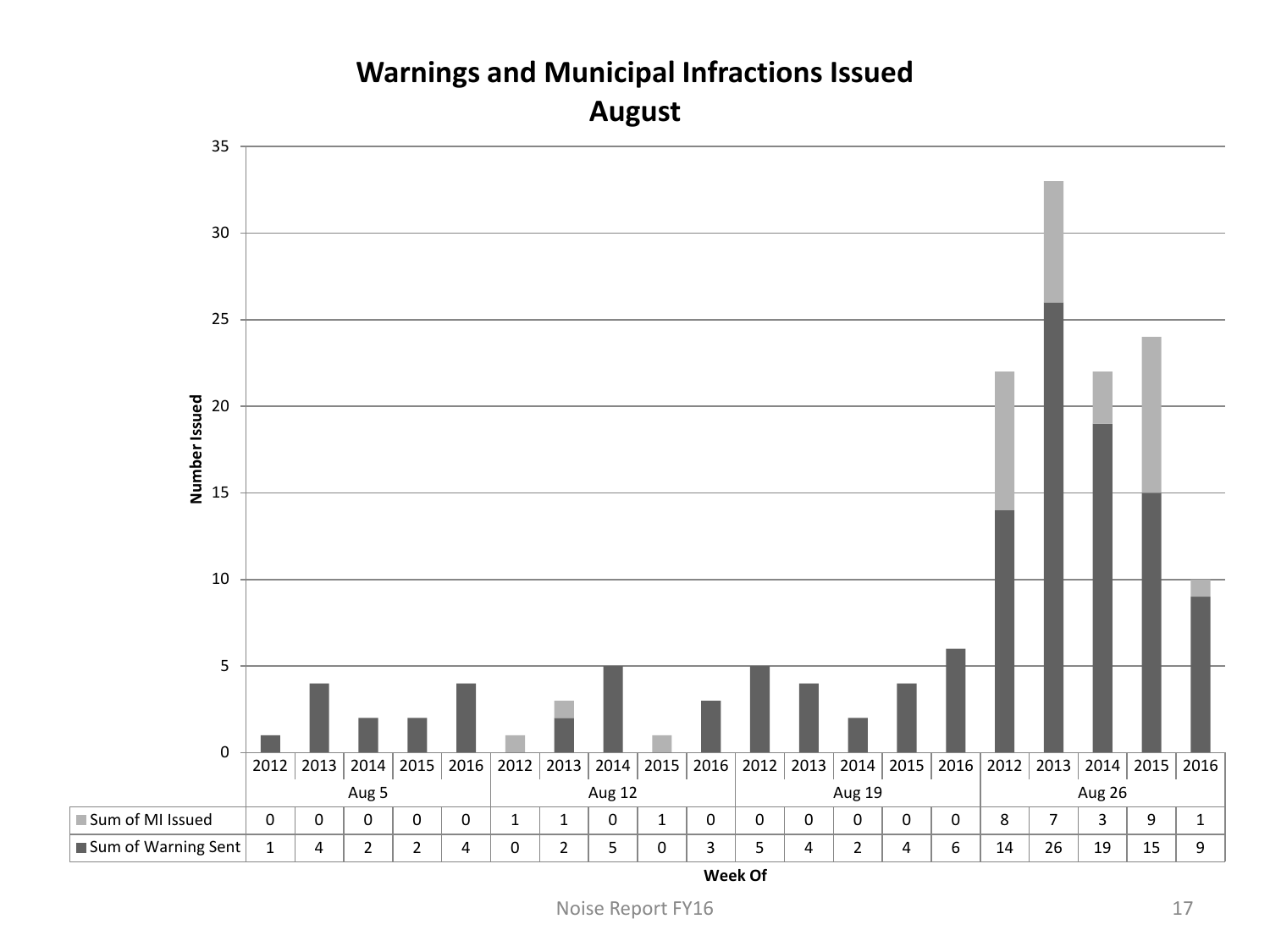# Warnings and Municipal Infractions Issued
## August

| Week Of | Aug 5 | | | | | Aug 12 | | | | | Aug 19 | | | | | Aug 26 | | | | |
|---|---|---|---|---|---|---|---|---|---|---|---|---|---|---|---|---|---|---|---|---|
| | 2012 | 2013 | 2014 | 2015 | 2016 | 2012 | 2013 | 2014 | 2015 | 2016 | 2012 | 2013 | 2014 | 2015 | 2016 | 2012 | 2013 | 2014 | 2015 | 2016 |
| Sum of MI Issued | 0 | 0 | 0 | 0 | 0 | 1 | 1 | 0 | 1 | 0 | 0 | 0 | 0 | 0 | 0 | 8 | 7 | 3 | 9 | 1 |
| Sum of Warning Sent | 1 | 4 | 2 | 2 | 4 | 0 | 2 | 5 | 0 | 3 | 5 | 4 | 2 | 4 | 6 | 14 | 26 | 19 | 15 | 9 |

Noise Report FY16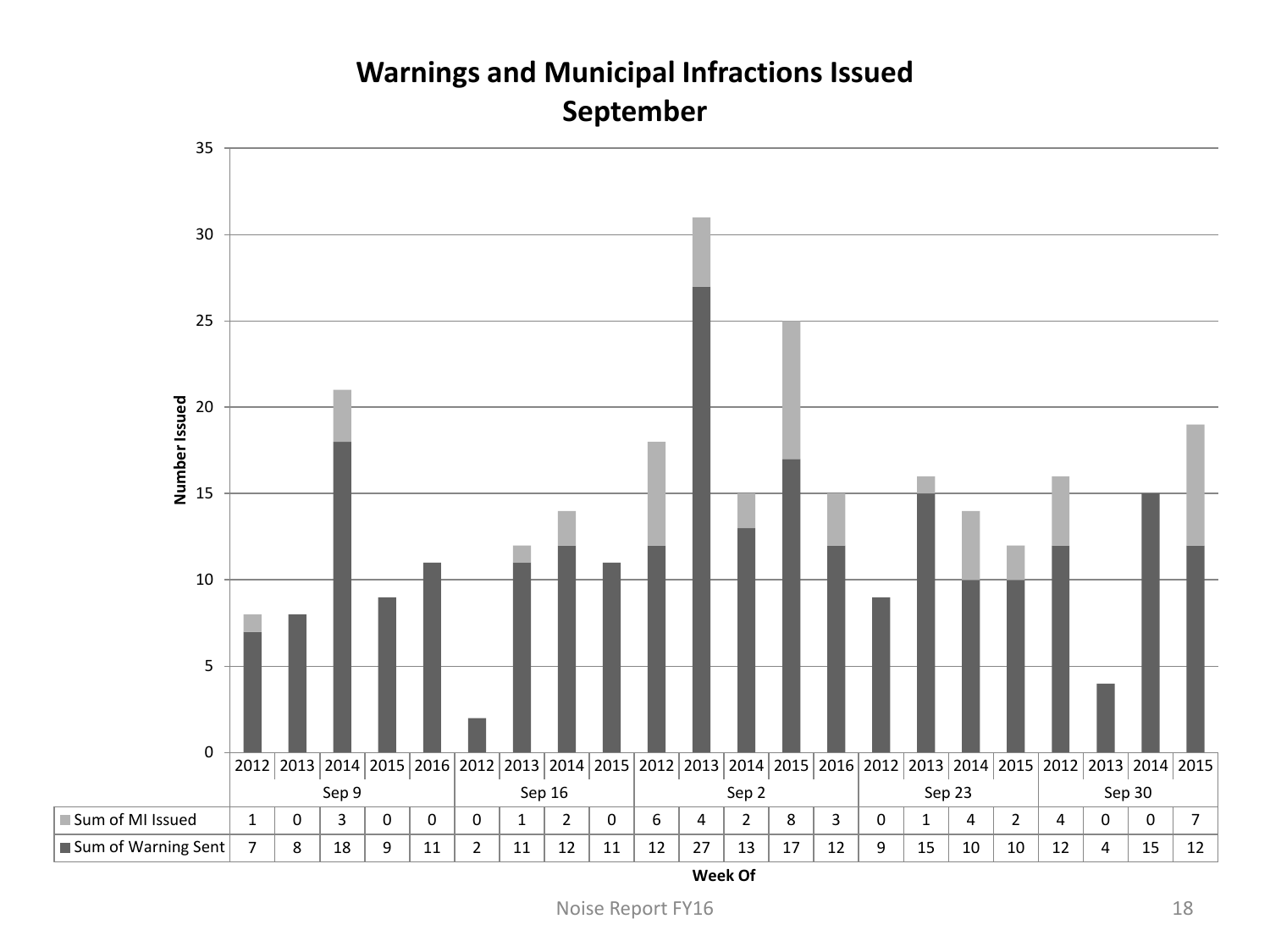# Warnings and Municipal Infractions Issued September

| Week Of | Sep 9 | | | | | Sep 16 | | | | Sep 2 | | | | | Sep 23 | | | | Sep 30 | | | |
|---|---|---|---|---|---|---|---|---|---|---|---|---|---|---|---|---|---|---|---|---|---|---|
| | 2012 | 2013 | 2014 | 2015 | 2016 | 2012 | 2013 | 2014 | 2015 | 2012 | 2013 | 2014 | 2015 | 2016 | 2012 | 2013 | 2014 | 2015 | 2012 | 2013 | 2014 | 2015 |
| Sum of MI Issued | 1 | 0 | 3 | 0 | 0 | 0 | 1 | 2 | 0 | 6 | 4 | 2 | 8 | 3 | 0 | 1 | 4 | 2 | 4 | 0 | 0 | 7 |
| Sum of Warning Sent | 7 | 8 | 18 | 9 | 11 | 2 | 11 | 12 | 11 | 12 | 27 | 13 | 17 | 12 | 9 | 15 | 10 | 10 | 12 | 4 | 15 | 12 |

Number Issued

Week Of

Noise Report FY16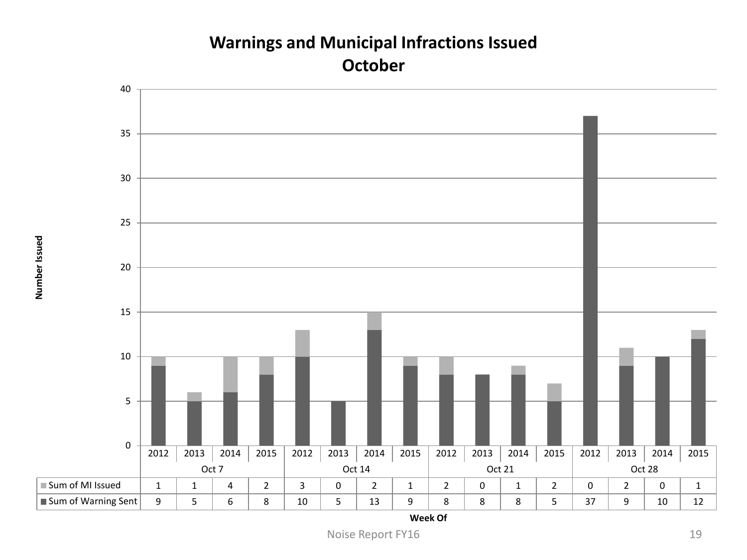## Warnings and Municipal Infractions Issued
## October

| Week Of | Oct 7 | | | | Oct 14 | | | | Oct 21 | | | | Oct 28 | | | |
|---|---|---|---|---|---|---|---|---|---|---|---|---|---|---|---|---|
| | 2012 | 2013 | 2014 | 2015 | 2012 | 2013 | 2014 | 2015 | 2012 | 2013 | 2014 | 2015 | 2012 | 2013 | 2014 | 2015 |
| Sum of MI Issued | 1 | 1 | 4 | 2 | 3 | 0 | 2 | 1 | 2 | 0 | 1 | 2 | 0 | 2 | 0 | 1 |
| Sum of Warning Sent | 9 | 5 | 6 | 8 | 10 | 5 | 13 | 9 | 8 | 8 | 8 | 5 | 37 | 9 | 10 | 12 |

Number Issued

Week Of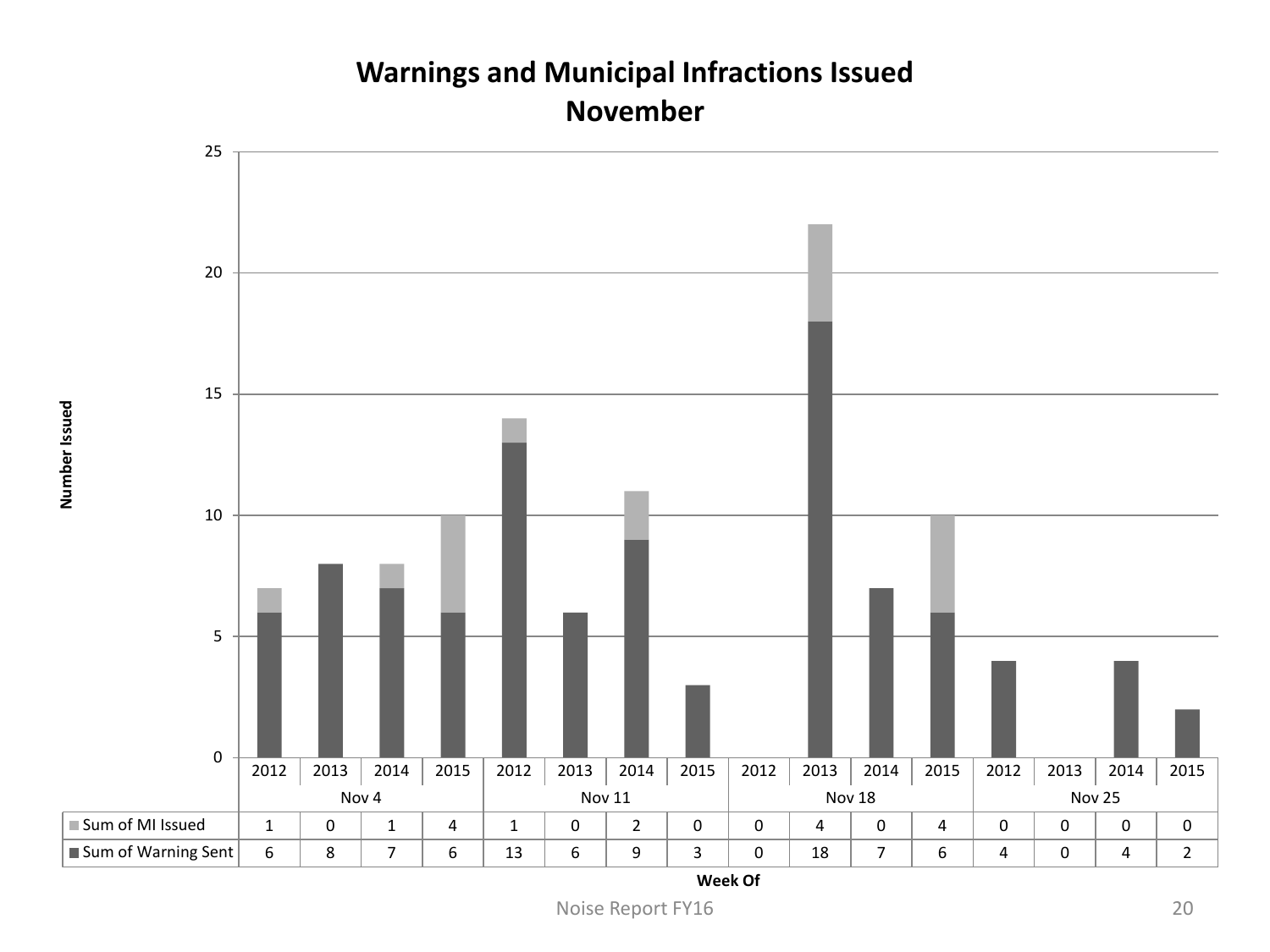# Warnings and Municipal Infractions Issued
## November

| Week Of | Nov 4 | | | | Nov 11 | | | | Nov 18 | | | | Nov 25 | | | |
|---|---|---|---|---|---|---|---|---|---|---|---|---|---|---|---|---|
| | 2012 | 2013 | 2014 | 2015 | 2012 | 2013 | 2014 | 2015 | 2012 | 2013 | 2014 | 2015 | 2012 | 2013 | 2014 | 2015 |
| Sum of MI Issued | 1 | 0 | 1 | 4 | 1 | 0 | 2 | 0 | 0 | 4 | 0 | 4 | 0 | 0 | 0 | 0 |
| Sum of Warning Sent | 6 | 8 | 7 | 6 | 13 | 6 | 9 | 3 | 0 | 18 | 7 | 6 | 4 | 0 | 4 | 2 |

Noise Report FY16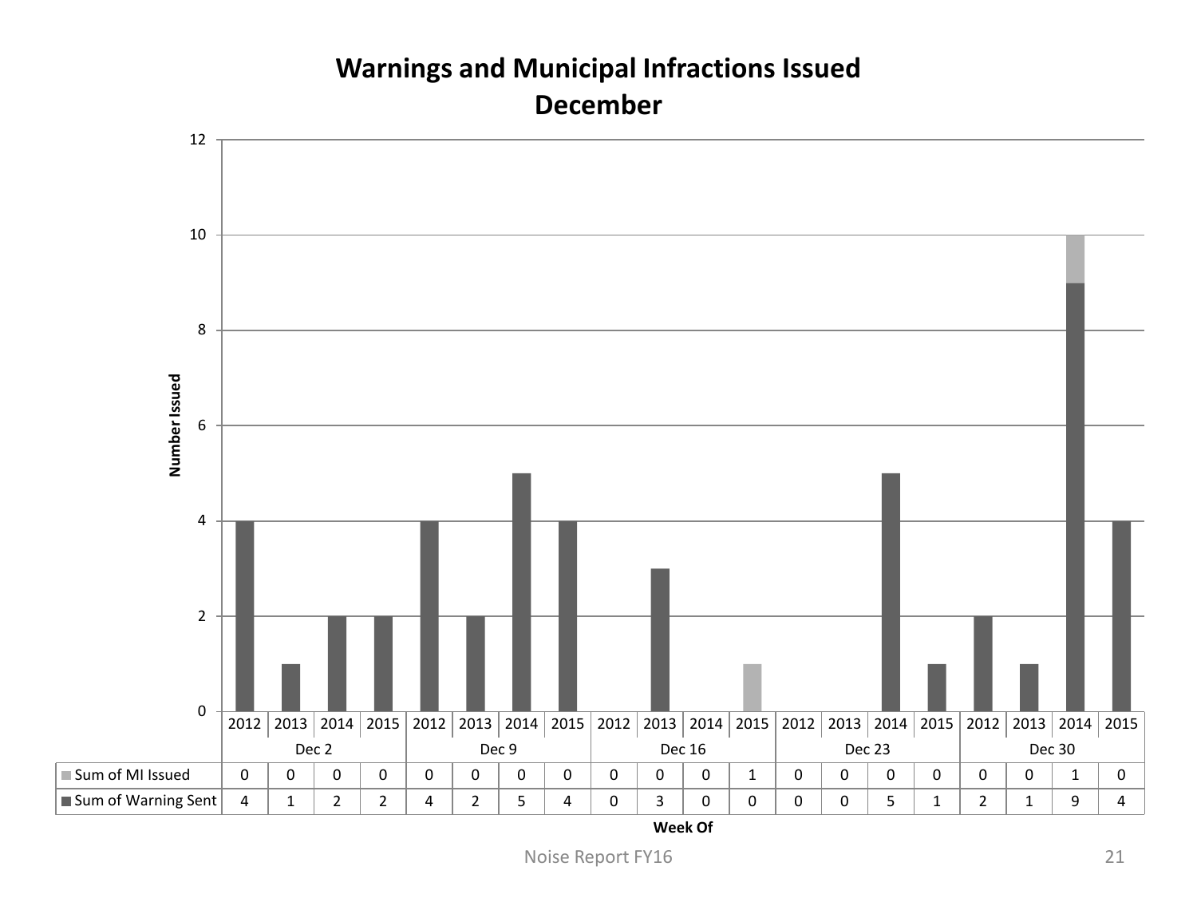# Warnings and Municipal Infractions Issued December

| Week Of | Dec 2 | | | | Dec 9 | | | | Dec 16 | | | | Dec 23 | | | | Dec 30 | | | |
|---|---|---|---|---|---|---|---|---|---|---|---|---|---|---|---|---|---|---|---|---|
| | 2012 | 2013 | 2014 | 2015 | 2012 | 2013 | 2014 | 2015 | 2012 | 2013 | 2014 | 2015 | 2012 | 2013 | 2014 | 2015 | 2012 | 2013 | 2014 | 2015 |
| Sum of MI Issued | 0 | 0 | 0 | 0 | 0 | 0 | 0 | 0 | 0 | 0 | 0 | 1 | 0 | 0 | 0 | 0 | 0 | 0 | 1 | 0 |
| Sum of Warning Sent | 4 | 1 | 2 | 2 | 4 | 2 | 5 | 4 | 0 | 3 | 0 | 0 | 0 | 0 | 5 | 1 | 2 | 1 | 9 | 4 |

Number Issued

Week Of

Noise Report FY16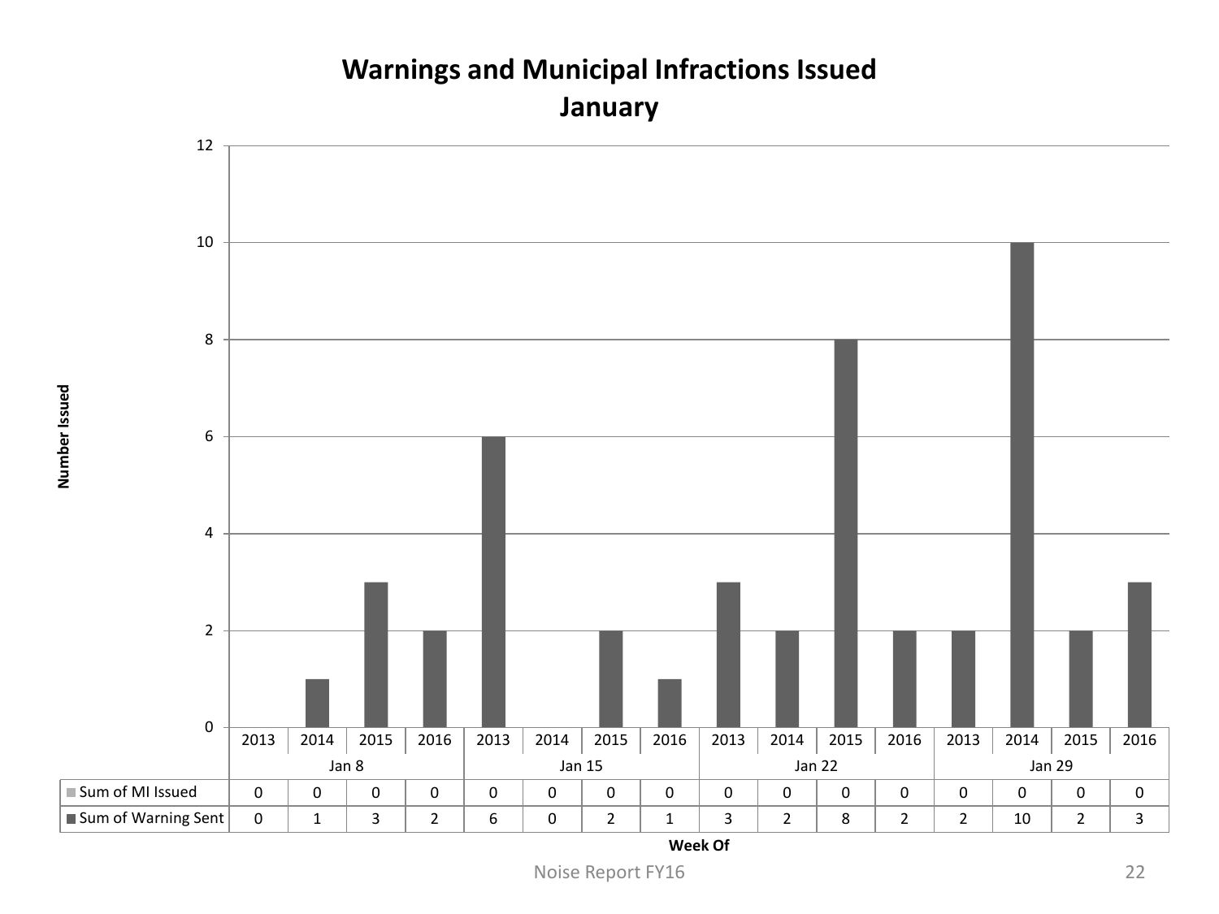# Warnings and Municipal Infractions Issued
## January

| Week Of | Jan 8 | | | | Jan 15 | | | | Jan 22 | | | | Jan 29 | | | |
|---|---|---|---|---|---|---|---|---|---|---|---|---|---|---|---|---|
| | 2013 | 2014 | 2015 | 2016 | 2013 | 2014 | 2015 | 2016 | 2013 | 2014 | 2015 | 2016 | 2013 | 2014 | 2015 | 2016 |
| Sum of MI Issued | 0 | 0 | 0 | 0 | 0 | 0 | 0 | 0 | 0 | 0 | 0 | 0 | 0 | 0 | 0 | 0 |
| Sum of Warning Sent | 0 | 1 | 3 | 2 | 6 | 0 | 2 | 1 | 3 | 2 | 8 | 2 | 2 | 10 | 2 | 3 |

Number Issued

Week Of

Noise Report FY16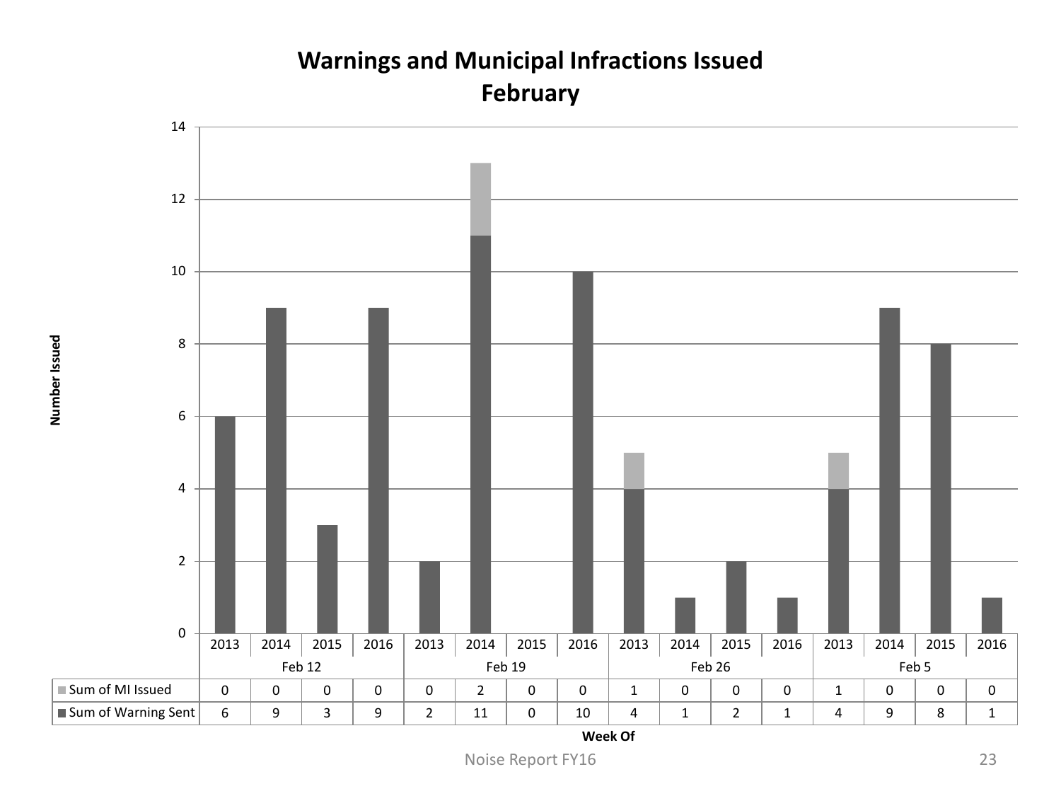# Warnings and Municipal Infractions Issued February

Number Issued

| Week Of | Feb 12 | | | | Feb 19 | | | | Feb 26 | | | | Feb 5 | | | |
|---|---|---|---|---|---|---|---|---|---|---|---|---|---|---|---|---|
| | 2013 | 2014 | 2015 | 2016 | 2013 | 2014 | 2015 | 2016 | 2013 | 2014 | 2015 | 2016 | 2013 | 2014 | 2015 | 2016 |
| Sum of MI Issued | 0 | 0 | 0 | 0 | 0 | 2 | 0 | 0 | 1 | 0 | 0 | 0 | 1 | 0 | 0 | 0 |
| Sum of Warning Sent | 6 | 9 | 3 | 9 | 2 | 11 | 0 | 10 | 4 | 1 | 2 | 1 | 4 | 9 | 8 | 1 |

Week Of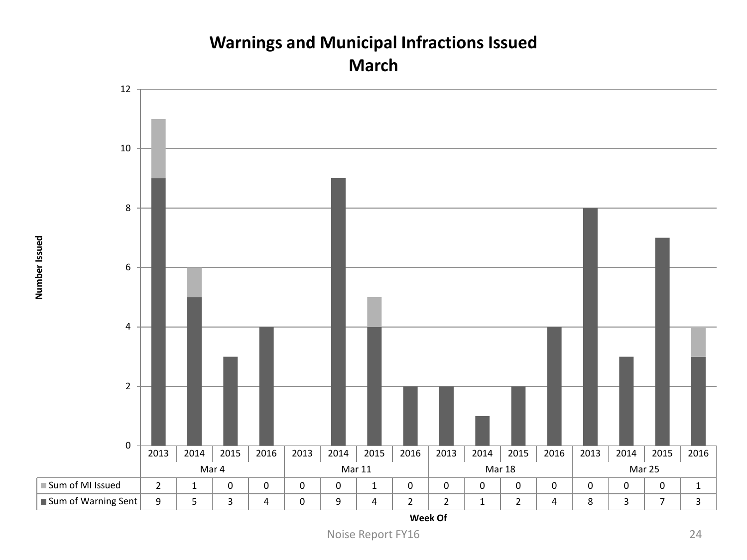# Warnings and Municipal Infractions Issued
## March

| Week Of | Mar 4 | | | | Mar 11 | | | | Mar 18 | | | | Mar 25 | | | |
|---|---|---|---|---|---|---|---|---|---|---|---|---|---|---|---|---|
| | 2013 | 2014 | 2015 | 2016 | 2013 | 2014 | 2015 | 2016 | 2013 | 2014 | 2015 | 2016 | 2013 | 2014 | 2015 | 2016 |
| Sum of MI Issued | 2 | 1 | 0 | 0 | 0 | 0 | 1 | 0 | 0 | 0 | 0 | 0 | 0 | 0 | 0 | 1 |
| Sum of Warning Sent | 9 | 5 | 3 | 4 | 0 | 9 | 4 | 2 | 2 | 1 | 2 | 4 | 8 | 3 | 7 | 3 |

Number Issued

Week Of

Noise Report FY16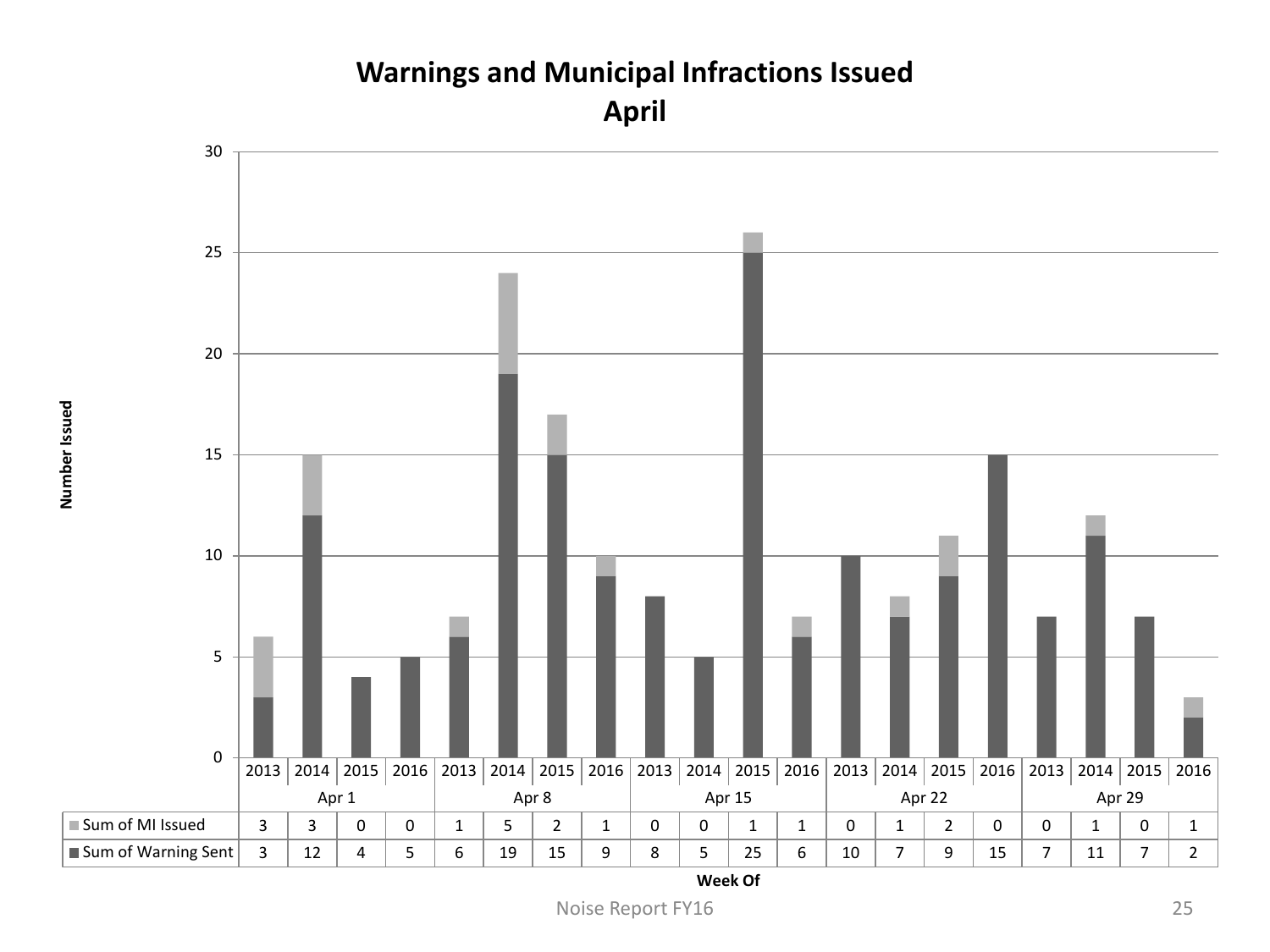## Warnings and Municipal Infractions Issued
## April

| Week Of | Apr 1 | | | | Apr 8 | | | | Apr 15 | | | | Apr 22 | | | | Apr 29 | | | |
|---|---|---|---|---|---|---|---|---|---|---|---|---|---|---|---|---|---|---|---|---|
| | 2013 | 2014 | 2015 | 2016 | 2013 | 2014 | 2015 | 2016 | 2013 | 2014 | 2015 | 2016 | 2013 | 2014 | 2015 | 2016 | 2013 | 2014 | 2015 | 2016 |
| Sum of MI Issued | 3 | 3 | 0 | 0 | 1 | 5 | 2 | 1 | 0 | 0 | 1 | 1 | 0 | 1 | 2 | 0 | 0 | 1 | 0 | 1 |
| Sum of Warning Sent | 3 | 12 | 4 | 5 | 6 | 19 | 15 | 9 | 8 | 5 | 25 | 6 | 10 | 7 | 9 | 15 | 7 | 11 | 7 | 2 |

Number Issued

Week Of

Noise Report FY16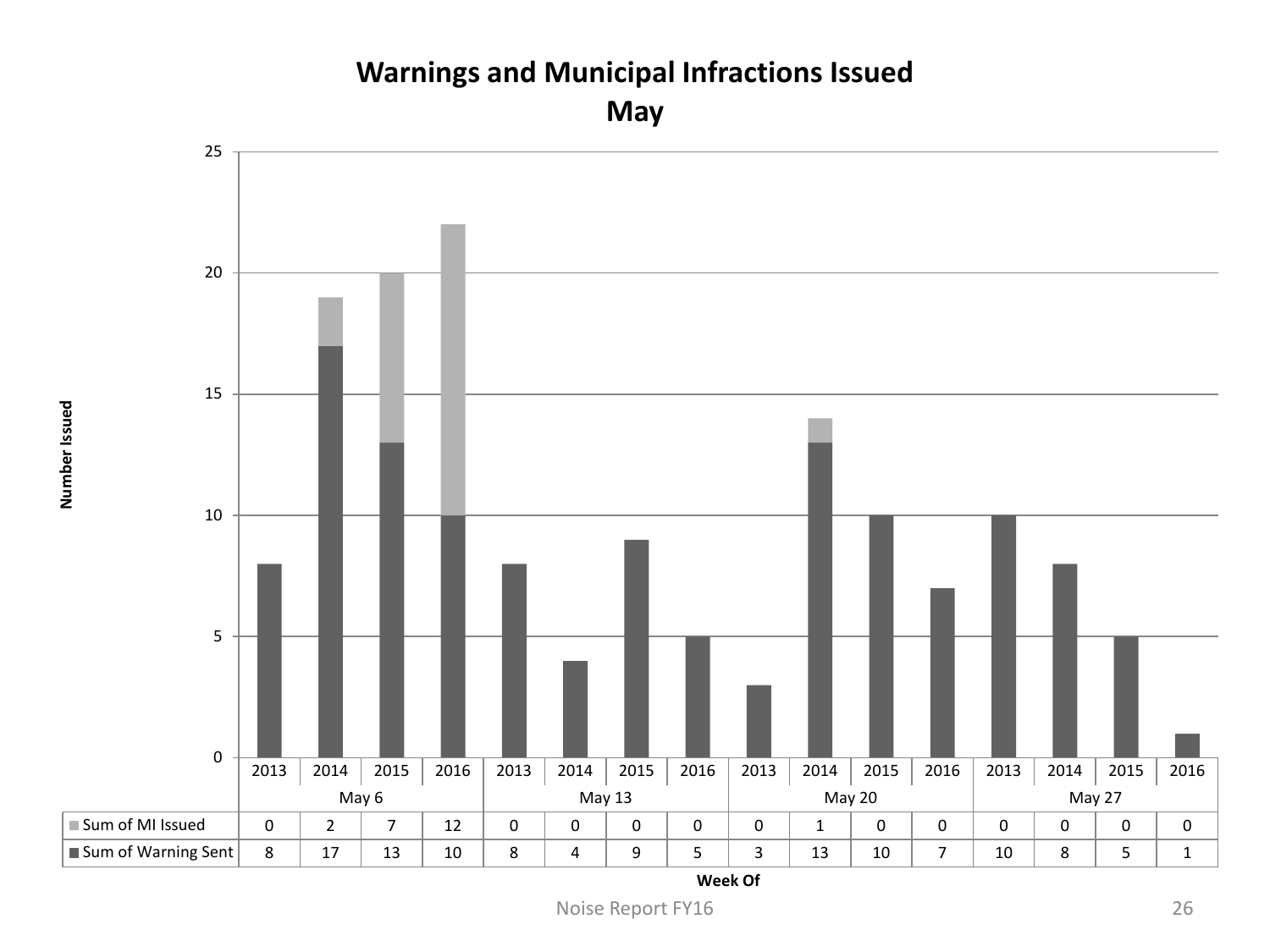# Warnings and Municipal Infractions Issued
## May

| Week Of | May 6 | | | | May 13 | | | | May 20 | | | | May 27 | | | |
|---|---|---|---|---|---|---|---|---|---|---|---|---|---|---|---|---|
| | 2013 | 2014 | 2015 | 2016 | 2013 | 2014 | 2015 | 2016 | 2013 | 2014 | 2015 | 2016 | 2013 | 2014 | 2015 | 2016 |
| Sum of MI Issued | 0 | 2 | 7 | 12 | 0 | 0 | 0 | 0 | 0 | 1 | 0 | 0 | 0 | 0 | 0 | 0 |
| Sum of Warning Sent | 8 | 17 | 13 | 10 | 8 | 4 | 9 | 5 | 3 | 13 | 10 | 7 | 10 | 8 | 5 | 1 |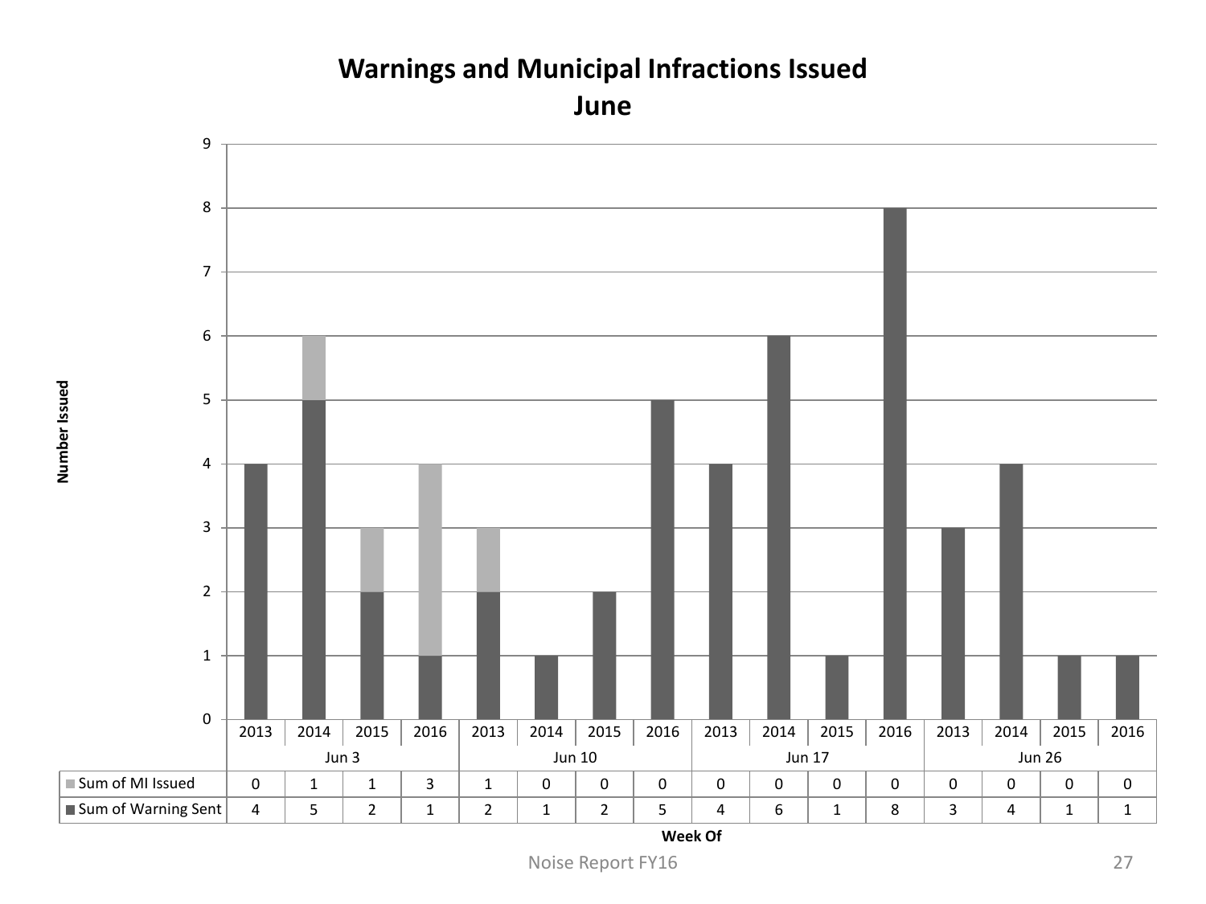## Warnings and Municipal Infractions Issued
## June

Number Issued

9
8
7
6
5
4
3
2
1
0

| | Jun 3 | | | | Jun 10 | | | | Jun 17 | | | | Jun 26 | | | |
|---|---|---|---|---|---|---|---|---|---|---|---|---|---|---|---|---|
| | 2013 | 2014 | 2015 | 2016 | 2013 | 2014 | 2015 | 2016 | 2013 | 2014 | 2015 | 2016 | 2013 | 2014 | 2015 | 2016 |
| Sum of MI Issued | 0 | 1 | 1 | 3 | 1 | 0 | 0 | 0 | 0 | 0 | 0 | 0 | 0 | 0 | 0 | 0 |
| Sum of Warning Sent | 4 | 5 | 2 | 1 | 2 | 1 | 2 | 5 | 4 | 6 | 1 | 8 | 3 | 4 | 1 | 1 |

Week Of